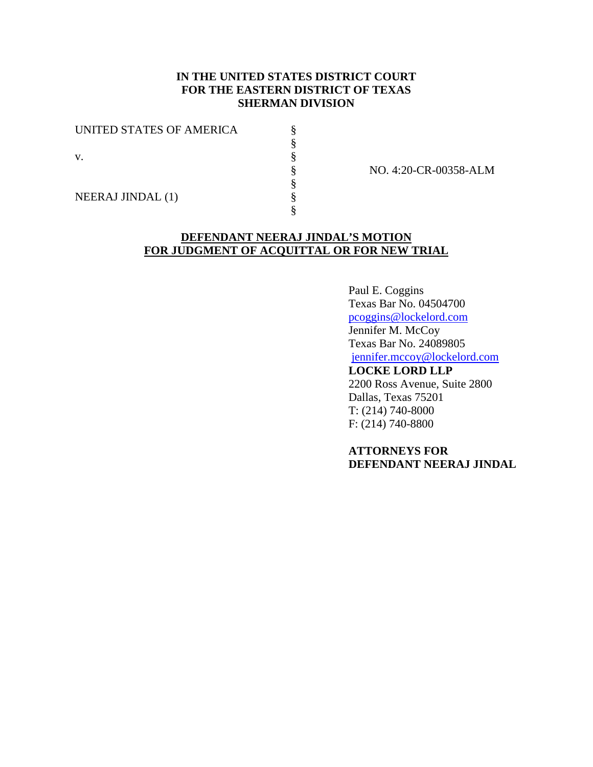**IN THE UNITED STATES DISTRICT COURT**
**FOR THE EASTERN DISTRICT OF TEXAS**
**SHERMAN DIVISION**

| | | |
|---|---|---|
| UNITED STATES OF AMERICA | § | |
| | § | |
| v. | § | |
| | § | NO. 4:20-CR-00358-ALM |
| | § | |
| NEERAJ JINDAL (1) | § | |
| | § | |

**DEFENDANT NEERAJ JINDAL'S MOTION FOR JUDGMENT OF ACQUITTAL OR FOR NEW TRIAL**

Paul E. Coggins
Texas Bar No. 04504700
pcoggins@lockelord.com
Jennifer M. McCoy
Texas Bar No. 24089805
jennifer.mccoy@lockelord.com
**LOCKE LORD LLP**
2200 Ross Avenue, Suite 2800
Dallas, Texas 75201
T: (214) 740-8000
F: (214) 740-8800

**ATTORNEYS FOR DEFENDANT NEERAJ JINDAL**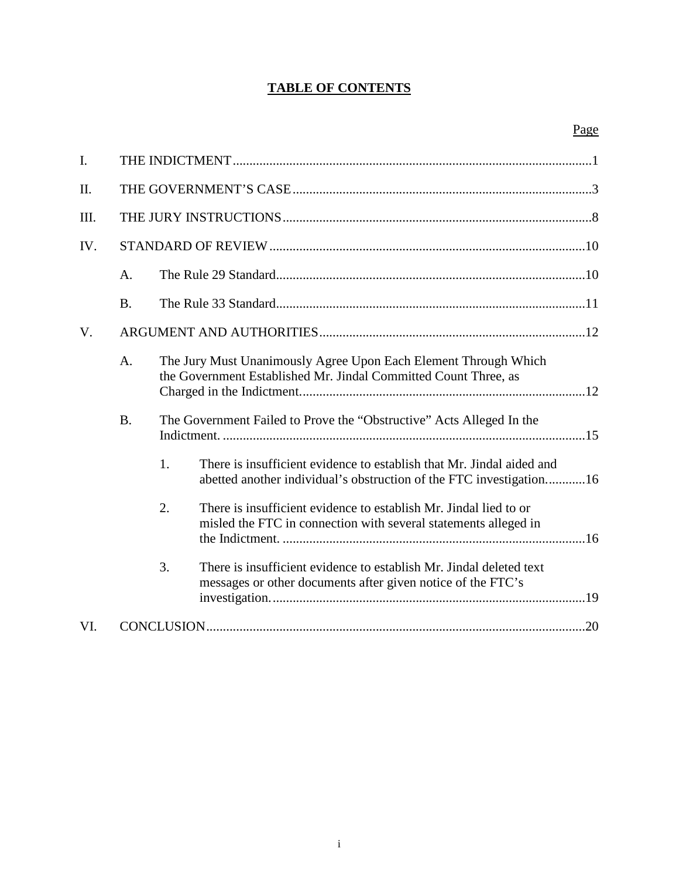# TABLE OF CONTENTS

| | | | | Page |
|---|---|---|---|---|
| I. | THE INDICTMENT | | | 1 |
| II. | THE GOVERNMENT'S CASE | | | 3 |
| III. | THE JURY INSTRUCTIONS | | | 8 |
| IV. | STANDARD OF REVIEW | | | 10 |
| | A. | The Rule 29 Standard | | 10 |
| | B. | The Rule 33 Standard | | 11 |
| V. | ARGUMENT AND AUTHORITIES | | | 12 |
| | A. | The Jury Must Unanimously Agree Upon Each Element Through Which the Government Established Mr. Jindal Committed Count Three, as Charged in the Indictment. | | 12 |
| | B. | The Government Failed to Prove the "Obstructive" Acts Alleged In the Indictment. | | 15 |
| | | 1. | There is insufficient evidence to establish that Mr. Jindal aided and abetted another individual's obstruction of the FTC investigation. | 16 |
| | | 2. | There is insufficient evidence to establish Mr. Jindal lied to or misled the FTC in connection with several statements alleged in the Indictment. | 16 |
| | | 3. | There is insufficient evidence to establish Mr. Jindal deleted text messages or other documents after given notice of the FTC's investigation. | 19 |
| VI. | CONCLUSION | | | 20 |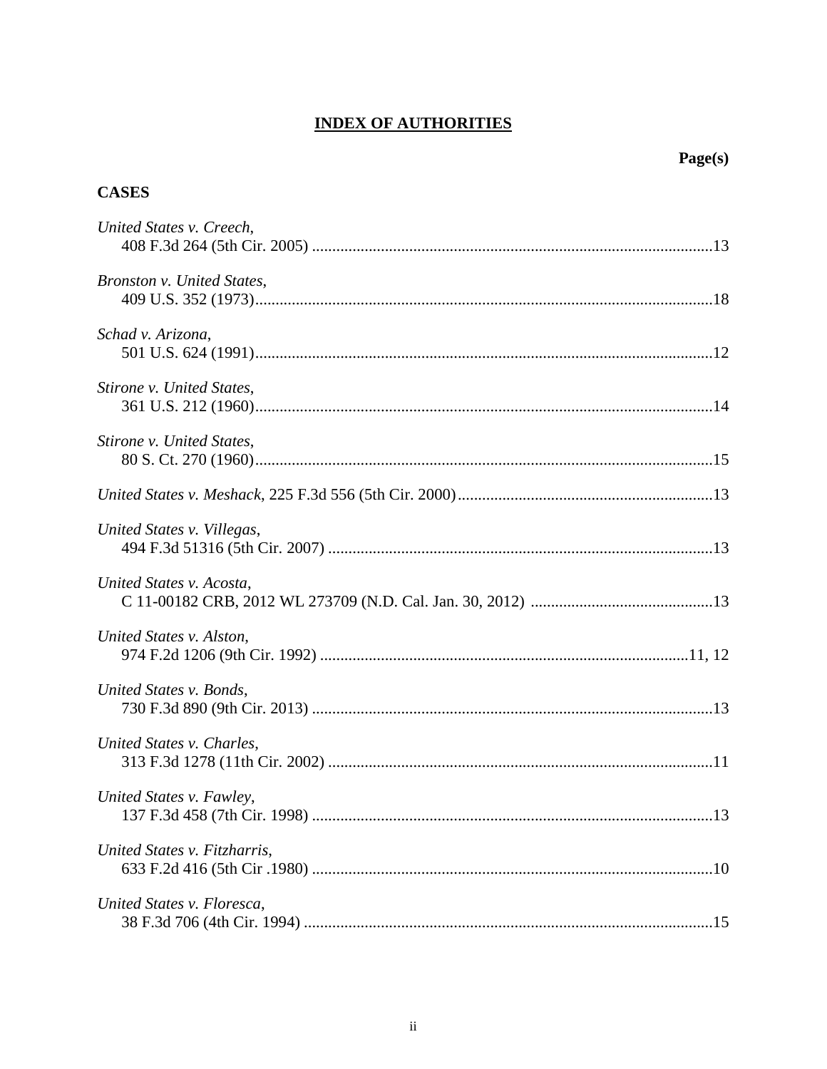# INDEX OF AUTHORITIES

**Page(s)**

## CASES

*United States v. Creech*,
408 F.3d 264 (5th Cir. 2005) ....................................................................................................13

*Bronston v. United States*,
409 U.S. 352 (1973)..................................................................................................................18

*Schad v. Arizona*,
501 U.S. 624 (1991)..................................................................................................................12

*Stirone v. United States*,
361 U.S. 212 (1960)..................................................................................................................14

*Stirone v. United States*,
80 S. Ct. 270 (1960)..................................................................................................................15

*United States v. Meshack*, 225 F.3d 556 (5th Cir. 2000)................................................................13

*United States v. Villegas*,
494 F.3d 51316 (5th Cir. 2007) ................................................................................................13

*United States v. Acosta*,
C 11-00182 CRB, 2012 WL 273709 (N.D. Cal. Jan. 30, 2012) .............................................13

*United States v. Alston*,
974 F.2d 1206 (9th Cir. 1992) ............................................................................................11, 12

*United States v. Bonds*,
730 F.3d 890 (9th Cir. 2013) ....................................................................................................13

*United States v. Charles*,
313 F.3d 1278 (11th Cir. 2002) ................................................................................................11

*United States v. Fawley*,
137 F.3d 458 (7th Cir. 1998) ....................................................................................................13

*United States v. Fitzharris*,
633 F.2d 416 (5th Cir .1980) ....................................................................................................10

*United States v. Floresca*,
38 F.3d 706 (4th Cir. 1994) ......................................................................................................15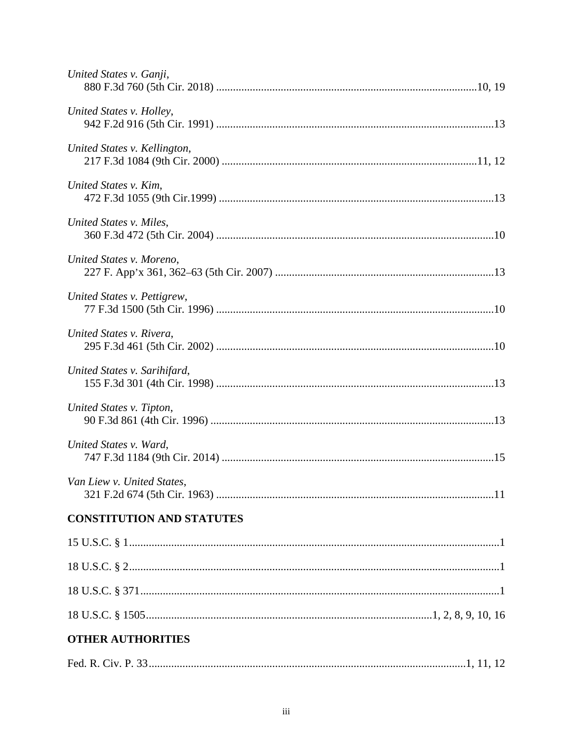*United States v. Ganji*,
880 F.3d 760 (5th Cir. 2018) ....................................................................................10, 19

*United States v. Holley*,
942 F.2d 916 (5th Cir. 1991) ..........................................................................................13

*United States v. Kellington*,
217 F.3d 1084 (9th Cir. 2000) ....................................................................................11, 12

*United States v. Kim*,
472 F.3d 1055 (9th Cir.1999) .........................................................................................13

*United States v. Miles*,
360 F.3d 472 (5th Cir. 2004) ..........................................................................................10

*United States v. Moreno*,
227 F. App'x 361, 362–63 (5th Cir. 2007) ......................................................................13

*United States v. Pettigrew*,
77 F.3d 1500 (5th Cir. 1996) ..........................................................................................10

*United States v. Rivera*,
295 F.3d 461 (5th Cir. 2002) ..........................................................................................10

*United States v. Sarihifard*,
155 F.3d 301 (4th Cir. 1998) ..........................................................................................13

*United States v. Tipton*,
90 F.3d 861 (4th Cir. 1996) ............................................................................................13

*United States v. Ward*,
747 F.3d 1184 (9th Cir. 2014) ........................................................................................15

*Van Liew v. United States*,
321 F.2d 674 (5th Cir. 1963) ..........................................................................................11

## CONSTITUTION AND STATUTES

15 U.S.C. § 1.....................................................................................................................1

18 U.S.C. § 2.....................................................................................................................1

18 U.S.C. § 371.................................................................................................................1

18 U.S.C. § 1505.....................................................................................1, 2, 8, 9, 10, 16

## OTHER AUTHORITIES

Fed. R. Civ. P. 33.................................................................................................1, 11, 12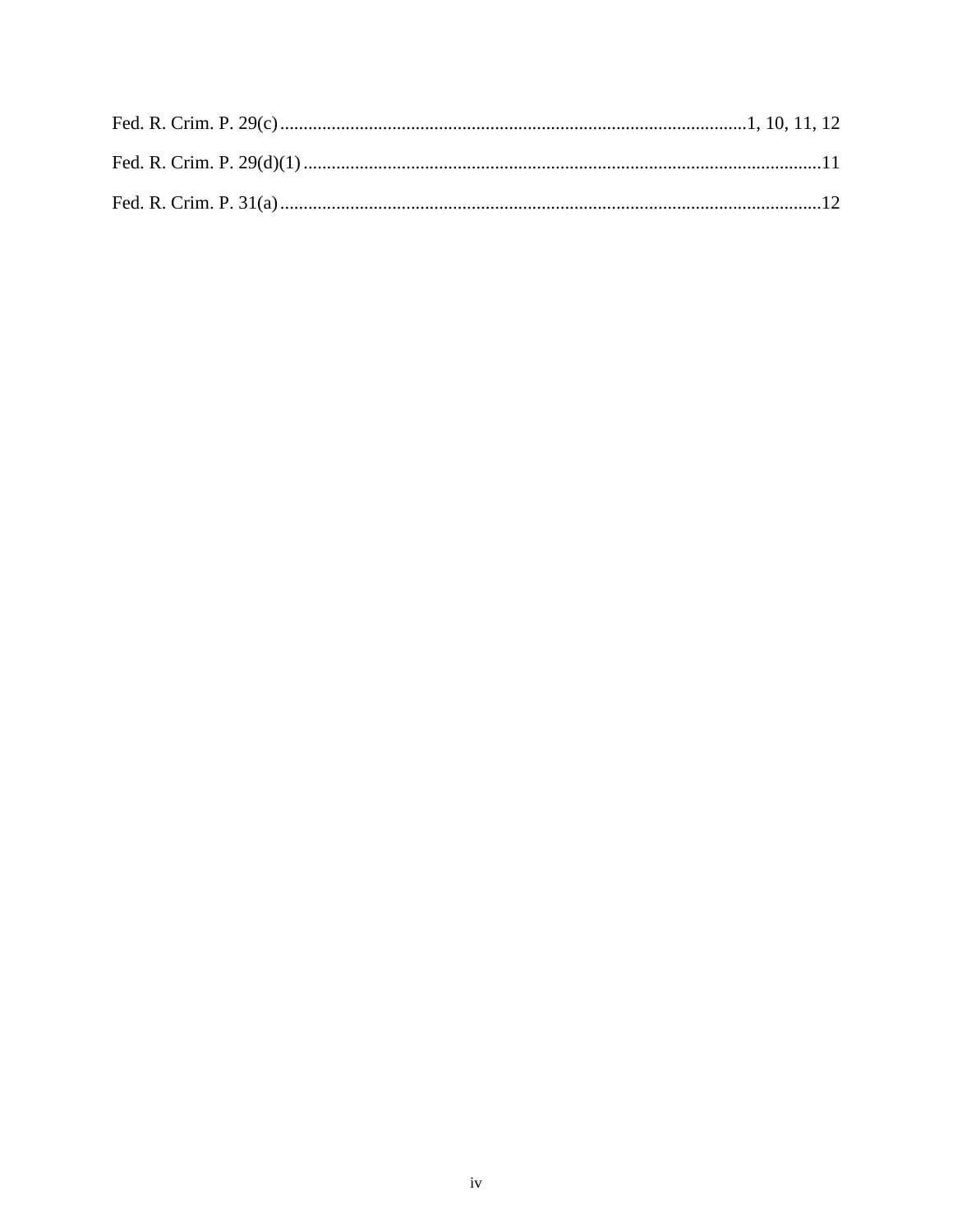Fed. R. Crim. P. 29(c) .................................................................................................1, 10, 11, 12

Fed. R. Crim. P. 29(d)(1) ..............................................................................................................11

Fed. R. Crim. P. 31(a) ...................................................................................................................12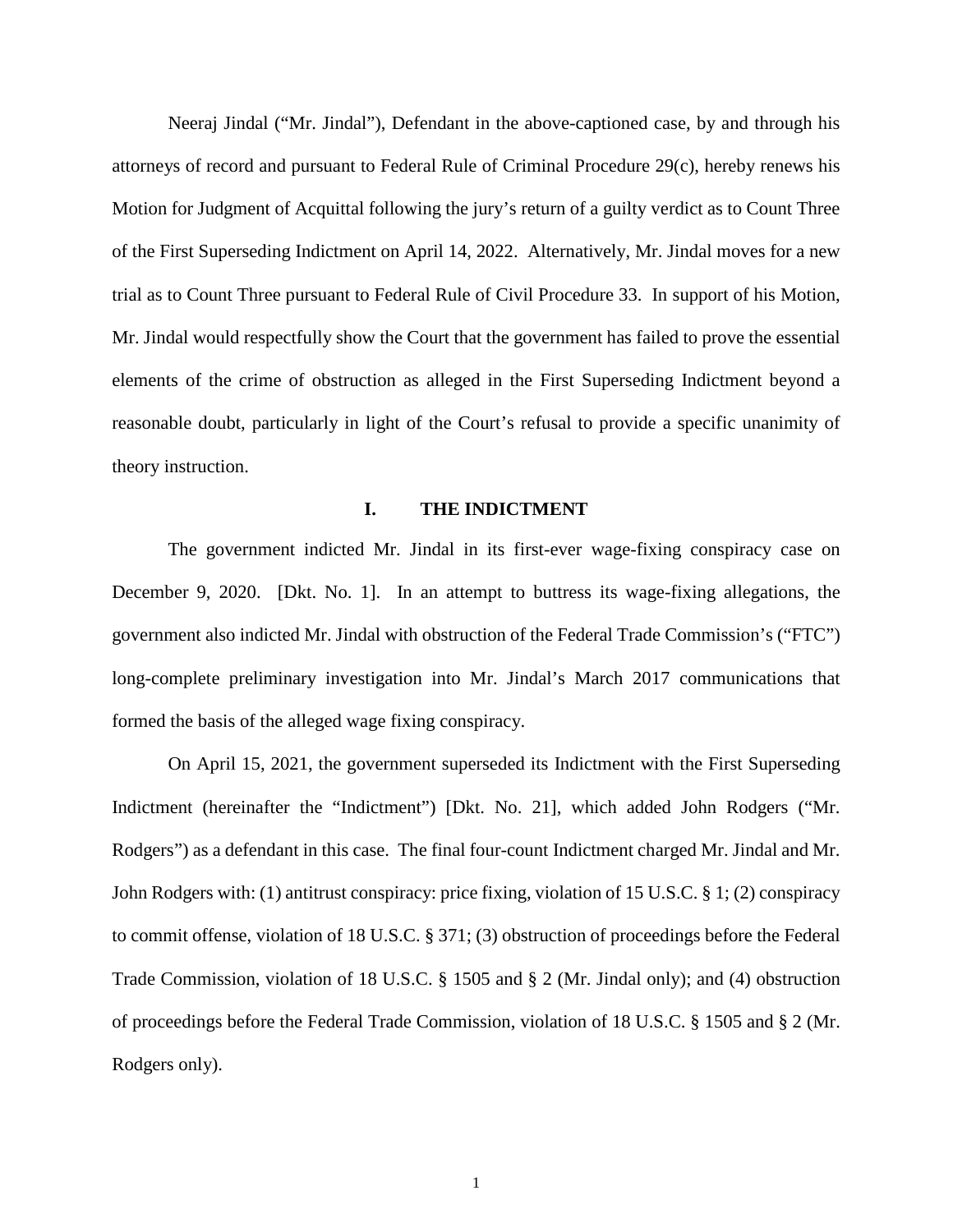Neeraj Jindal ("Mr. Jindal"), Defendant in the above-captioned case, by and through his attorneys of record and pursuant to Federal Rule of Criminal Procedure 29(c), hereby renews his Motion for Judgment of Acquittal following the jury's return of a guilty verdict as to Count Three of the First Superseding Indictment on April 14, 2022. Alternatively, Mr. Jindal moves for a new trial as to Count Three pursuant to Federal Rule of Civil Procedure 33. In support of his Motion, Mr. Jindal would respectfully show the Court that the government has failed to prove the essential elements of the crime of obstruction as alleged in the First Superseding Indictment beyond a reasonable doubt, particularly in light of the Court's refusal to provide a specific unanimity of theory instruction.

## I. THE INDICTMENT

The government indicted Mr. Jindal in its first-ever wage-fixing conspiracy case on December 9, 2020. [Dkt. No. 1]. In an attempt to buttress its wage-fixing allegations, the government also indicted Mr. Jindal with obstruction of the Federal Trade Commission's ("FTC") long-complete preliminary investigation into Mr. Jindal's March 2017 communications that formed the basis of the alleged wage fixing conspiracy.

On April 15, 2021, the government superseded its Indictment with the First Superseding Indictment (hereinafter the "Indictment") [Dkt. No. 21], which added John Rodgers ("Mr. Rodgers") as a defendant in this case. The final four-count Indictment charged Mr. Jindal and Mr. John Rodgers with: (1) antitrust conspiracy: price fixing, violation of 15 U.S.C. § 1; (2) conspiracy to commit offense, violation of 18 U.S.C. § 371; (3) obstruction of proceedings before the Federal Trade Commission, violation of 18 U.S.C. § 1505 and § 2 (Mr. Jindal only); and (4) obstruction of proceedings before the Federal Trade Commission, violation of 18 U.S.C. § 1505 and § 2 (Mr. Rodgers only).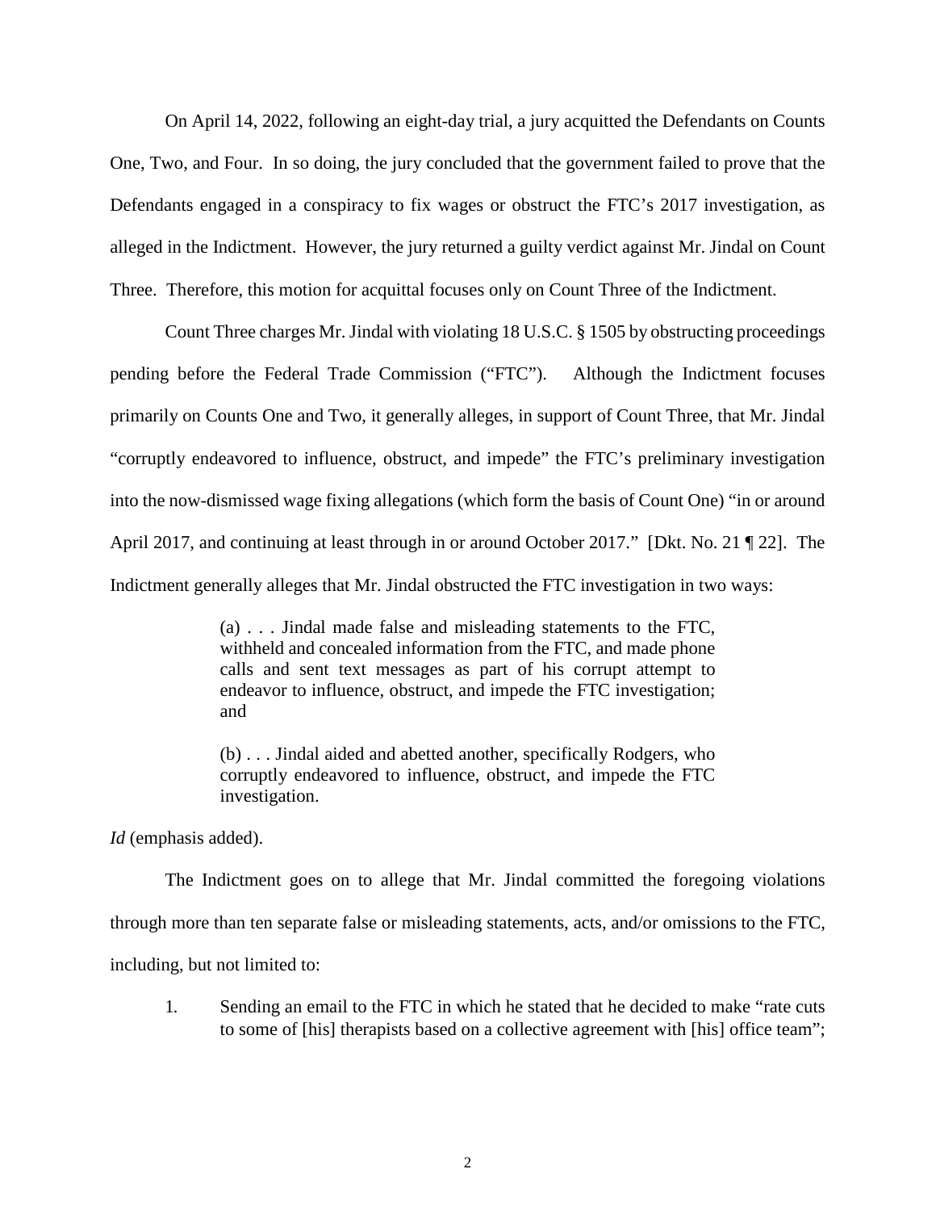On April 14, 2022, following an eight-day trial, a jury acquitted the Defendants on Counts One, Two, and Four. In so doing, the jury concluded that the government failed to prove that the Defendants engaged in a conspiracy to fix wages or obstruct the FTC's 2017 investigation, as alleged in the Indictment. However, the jury returned a guilty verdict against Mr. Jindal on Count Three. Therefore, this motion for acquittal focuses only on Count Three of the Indictment.

Count Three charges Mr. Jindal with violating 18 U.S.C. § 1505 by obstructing proceedings pending before the Federal Trade Commission ("FTC"). Although the Indictment focuses primarily on Counts One and Two, it generally alleges, in support of Count Three, that Mr. Jindal "corruptly endeavored to influence, obstruct, and impede" the FTC's preliminary investigation into the now-dismissed wage fixing allegations (which form the basis of Count One) "in or around April 2017, and continuing at least through in or around October 2017." [Dkt. No. 21 ¶ 22]. The Indictment generally alleges that Mr. Jindal obstructed the FTC investigation in two ways:

> (a) . . . Jindal made false and misleading statements to the FTC, withheld and concealed information from the FTC, and made phone calls and sent text messages as part of his corrupt attempt to endeavor to influence, obstruct, and impede the FTC investigation; and
>
> (b) . . . Jindal aided and abetted another, specifically Rodgers, who corruptly endeavored to influence, obstruct, and impede the FTC investigation.

*Id* (emphasis added).

The Indictment goes on to allege that Mr. Jindal committed the foregoing violations through more than ten separate false or misleading statements, acts, and/or omissions to the FTC, including, but not limited to:

1. Sending an email to the FTC in which he stated that he decided to make "rate cuts to some of [his] therapists based on a collective agreement with [his] office team";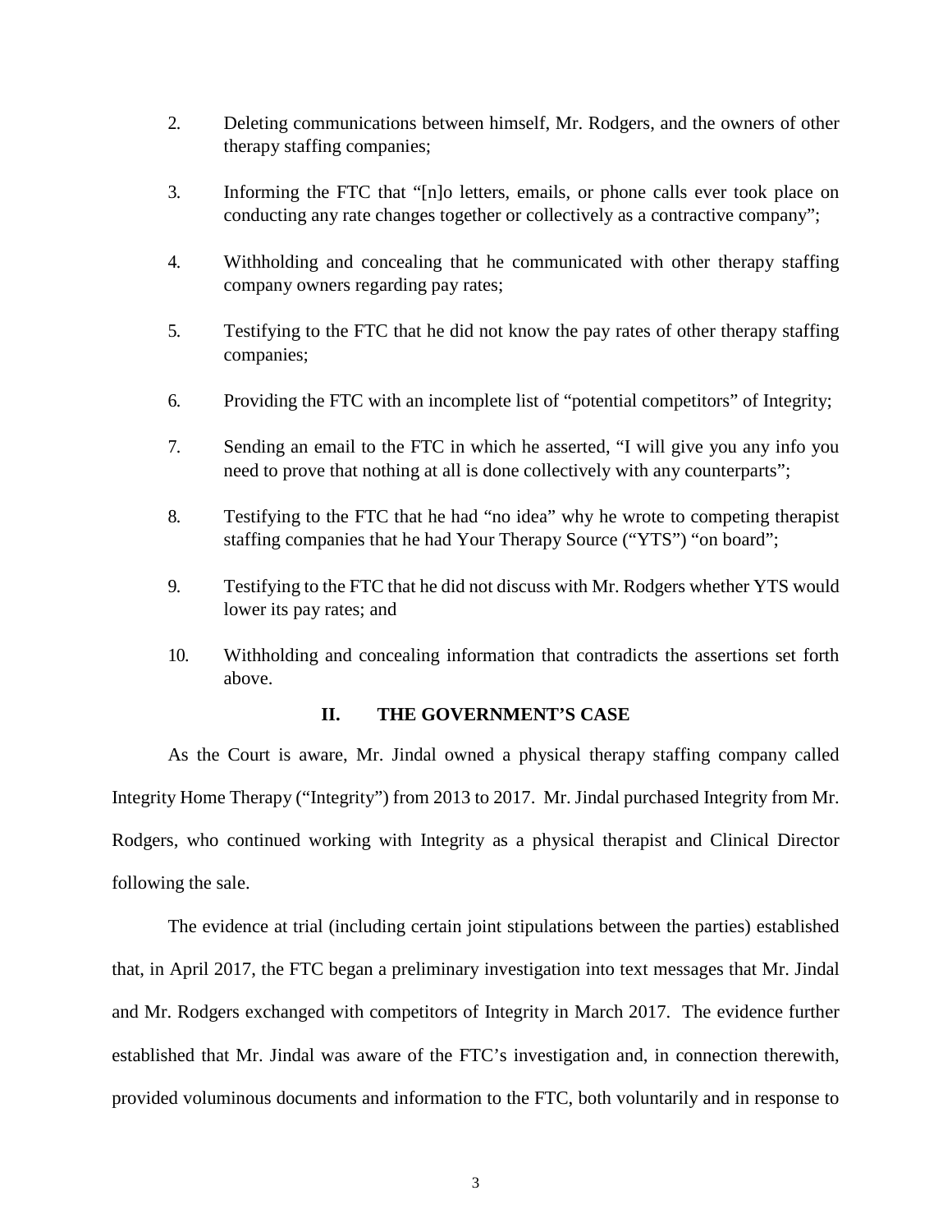2. Deleting communications between himself, Mr. Rodgers, and the owners of other therapy staffing companies;

3. Informing the FTC that "[n]o letters, emails, or phone calls ever took place on conducting any rate changes together or collectively as a contractive company";

4. Withholding and concealing that he communicated with other therapy staffing company owners regarding pay rates;

5. Testifying to the FTC that he did not know the pay rates of other therapy staffing companies;

6. Providing the FTC with an incomplete list of "potential competitors" of Integrity;

7. Sending an email to the FTC in which he asserted, "I will give you any info you need to prove that nothing at all is done collectively with any counterparts";

8. Testifying to the FTC that he had "no idea" why he wrote to competing therapist staffing companies that he had Your Therapy Source ("YTS") "on board";

9. Testifying to the FTC that he did not discuss with Mr. Rodgers whether YTS would lower its pay rates; and

10. Withholding and concealing information that contradicts the assertions set forth above.

## II. THE GOVERNMENT'S CASE

As the Court is aware, Mr. Jindal owned a physical therapy staffing company called Integrity Home Therapy ("Integrity") from 2013 to 2017. Mr. Jindal purchased Integrity from Mr. Rodgers, who continued working with Integrity as a physical therapist and Clinical Director following the sale.

The evidence at trial (including certain joint stipulations between the parties) established that, in April 2017, the FTC began a preliminary investigation into text messages that Mr. Jindal and Mr. Rodgers exchanged with competitors of Integrity in March 2017. The evidence further established that Mr. Jindal was aware of the FTC's investigation and, in connection therewith, provided voluminous documents and information to the FTC, both voluntarily and in response to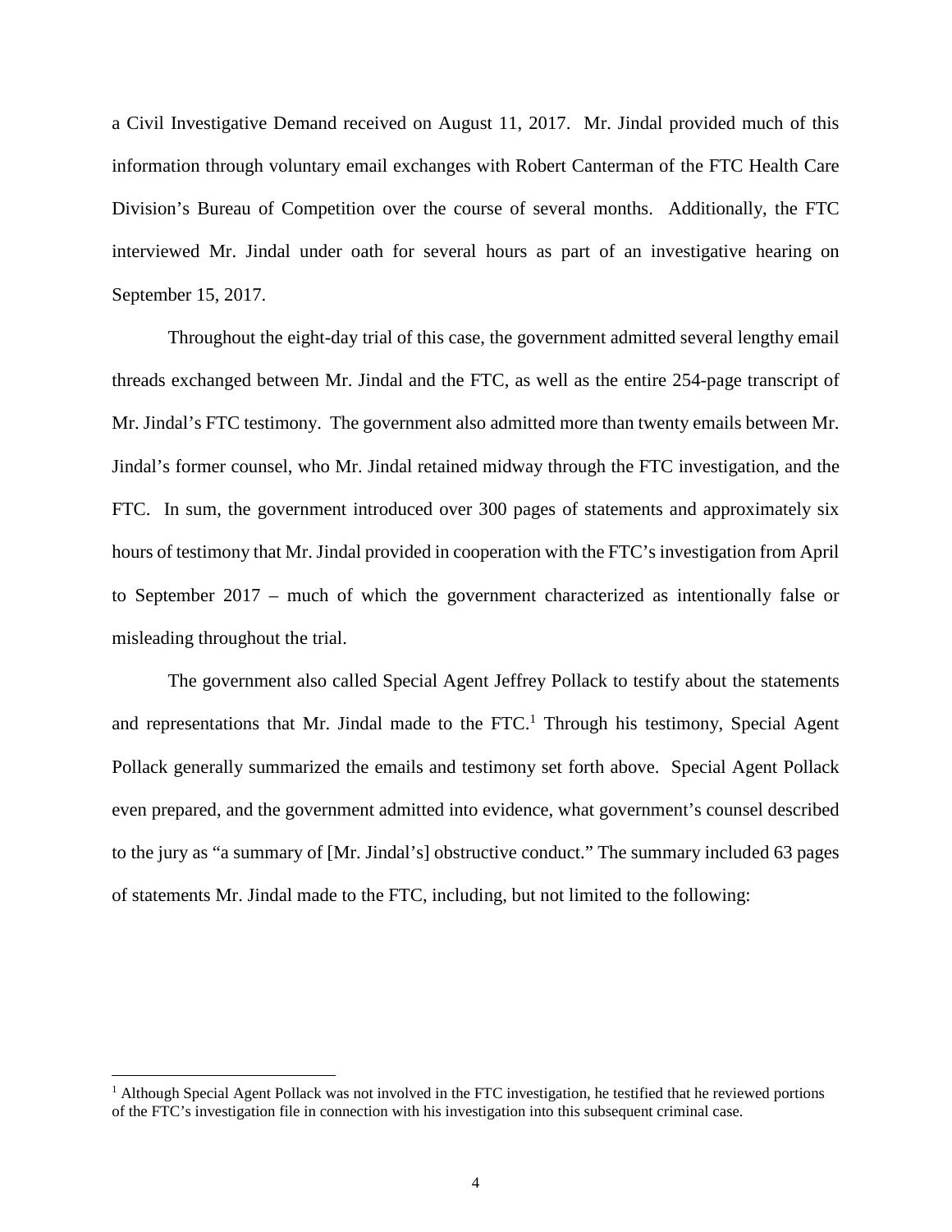a Civil Investigative Demand received on August 11, 2017. Mr. Jindal provided much of this information through voluntary email exchanges with Robert Canterman of the FTC Health Care Division's Bureau of Competition over the course of several months. Additionally, the FTC interviewed Mr. Jindal under oath for several hours as part of an investigative hearing on September 15, 2017.

Throughout the eight-day trial of this case, the government admitted several lengthy email threads exchanged between Mr. Jindal and the FTC, as well as the entire 254-page transcript of Mr. Jindal's FTC testimony. The government also admitted more than twenty emails between Mr. Jindal's former counsel, who Mr. Jindal retained midway through the FTC investigation, and the FTC. In sum, the government introduced over 300 pages of statements and approximately six hours of testimony that Mr. Jindal provided in cooperation with the FTC's investigation from April to September 2017 – much of which the government characterized as intentionally false or misleading throughout the trial.

The government also called Special Agent Jeffrey Pollack to testify about the statements and representations that Mr. Jindal made to the FTC.[1] Through his testimony, Special Agent Pollack generally summarized the emails and testimony set forth above. Special Agent Pollack even prepared, and the government admitted into evidence, what government's counsel described to the jury as "a summary of [Mr. Jindal's] obstructive conduct." The summary included 63 pages of statements Mr. Jindal made to the FTC, including, but not limited to the following:

---

[1] Although Special Agent Pollack was not involved in the FTC investigation, he testified that he reviewed portions of the FTC's investigation file in connection with his investigation into this subsequent criminal case.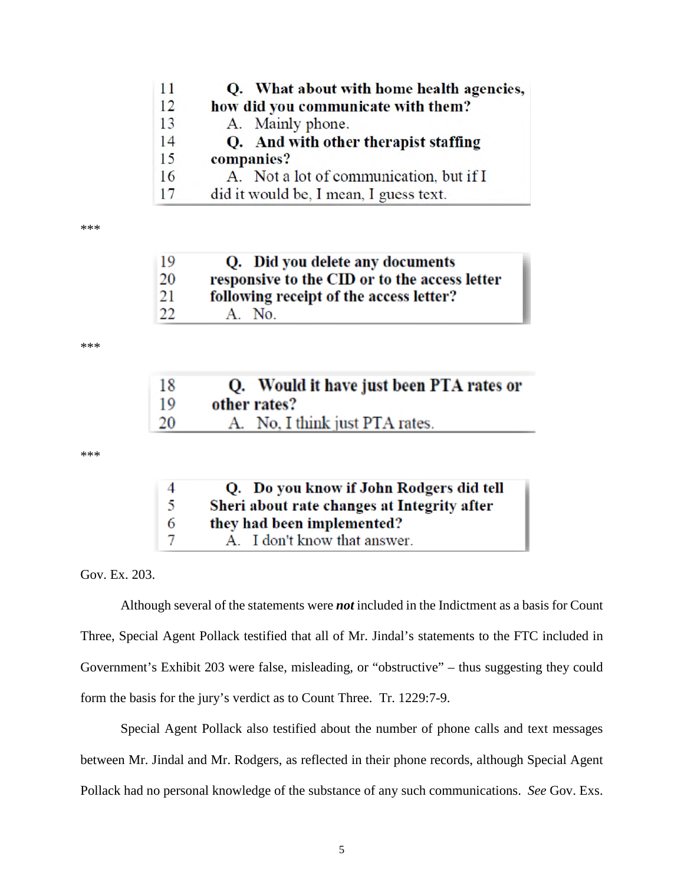| | |
|---|---|
| 11 | **Q. What about with home health agencies,** |
| 12 | **how did you communicate with them?** |
| 13 | A. Mainly phone. |
| 14 | **Q. And with other therapist staffing** |
| 15 | **companies?** |
| 16 | A. Not a lot of communication, but if I |
| 17 | did it would be, I mean, I guess text. |

***

| | |
|---|---|
| 19 | **Q. Did you delete any documents** |
| 20 | **responsive to the CID or to the access letter** |
| 21 | **following receipt of the access letter?** |
| 22 | A. No. |

***

| | |
|---|---|
| 18 | **Q. Would it have just been PTA rates or** |
| 19 | **other rates?** |
| 20 | A. No, I think just PTA rates. |

***

| | |
|---|---|
| 4 | **Q. Do you know if John Rodgers did tell** |
| 5 | **Sheri about rate changes at Integrity after** |
| 6 | **they had been implemented?** |
| 7 | A. I don't know that answer. |

Gov. Ex. 203.

Although several of the statements were ***not*** included in the Indictment as a basis for Count Three, Special Agent Pollack testified that all of Mr. Jindal's statements to the FTC included in Government's Exhibit 203 were false, misleading, or "obstructive" – thus suggesting they could form the basis for the jury's verdict as to Count Three. Tr. 1229:7-9.

Special Agent Pollack also testified about the number of phone calls and text messages between Mr. Jindal and Mr. Rodgers, as reflected in their phone records, although Special Agent Pollack had no personal knowledge of the substance of any such communications. *See* Gov. Exs.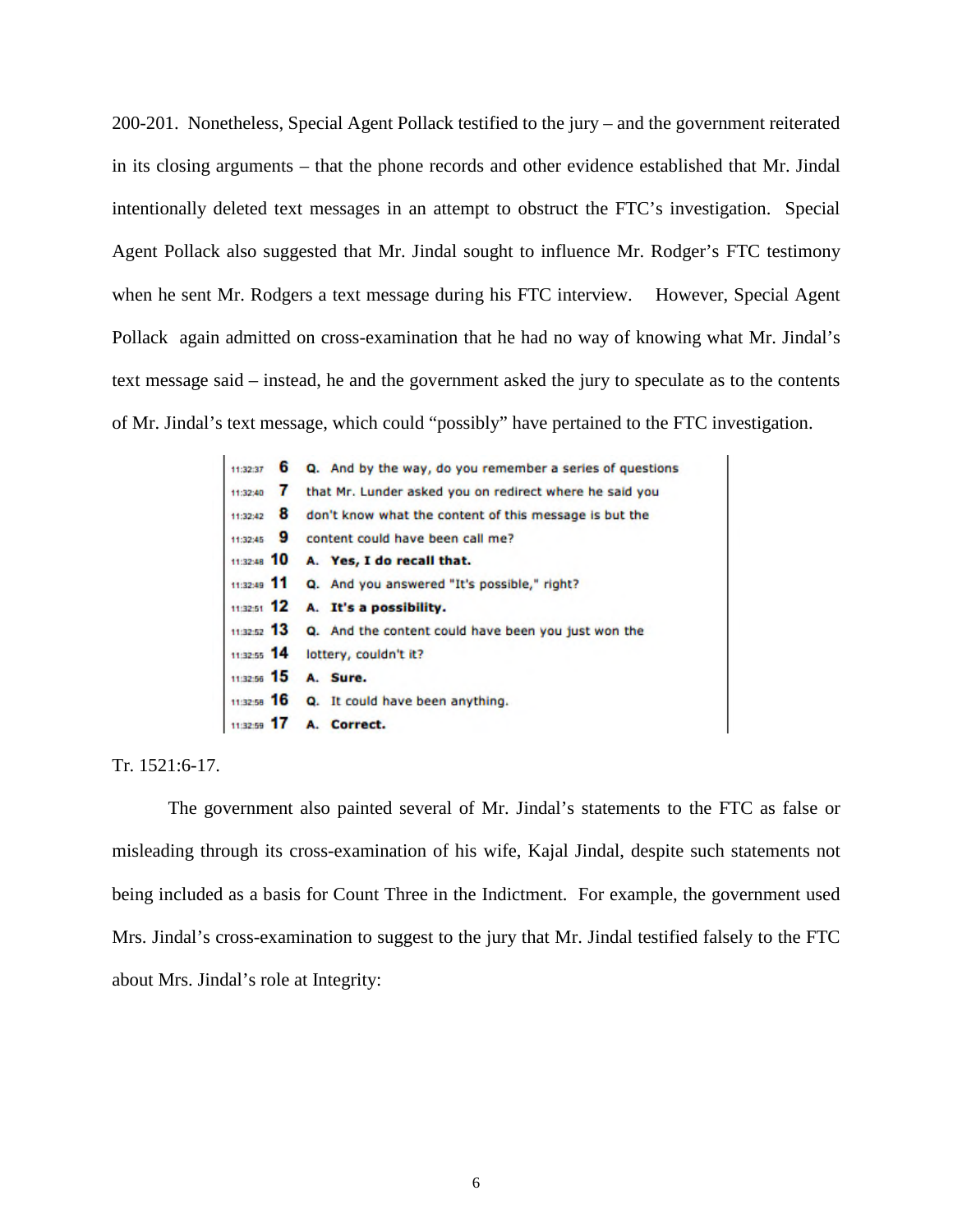200-201. Nonetheless, Special Agent Pollack testified to the jury – and the government reiterated in its closing arguments – that the phone records and other evidence established that Mr. Jindal intentionally deleted text messages in an attempt to obstruct the FTC's investigation. Special Agent Pollack also suggested that Mr. Jindal sought to influence Mr. Rodger's FTC testimony when he sent Mr. Rodgers a text message during his FTC interview. However, Special Agent Pollack again admitted on cross-examination that he had no way of knowing what Mr. Jindal's text message said – instead, he and the government asked the jury to speculate as to the contents of Mr. Jindal's text message, which could "possibly" have pertained to the FTC investigation.

```
11:32:37  6   Q.  And by the way, do you remember a series of questions
11:32:40  7   that Mr. Lunder asked you on redirect where he said you
11:32:42  8   don't know what the content of this message is but the
11:32:45  9   content could have been call me?
11:32:48 10   A.  Yes, I do recall that.
11:32:49 11   Q.  And you answered "It's possible," right?
11:32:51 12   A.  It's a possibility.
11:32:52 13   Q.  And the content could have been you just won the
11:32:55 14   lottery, couldn't it?
11:32:56 15   A.  Sure.
11:32:58 16   Q.  It could have been anything.
11:32:59 17   A.  Correct.
```

Tr. 1521:6-17.

The government also painted several of Mr. Jindal's statements to the FTC as false or misleading through its cross-examination of his wife, Kajal Jindal, despite such statements not being included as a basis for Count Three in the Indictment. For example, the government used Mrs. Jindal's cross-examination to suggest to the jury that Mr. Jindal testified falsely to the FTC about Mrs. Jindal's role at Integrity: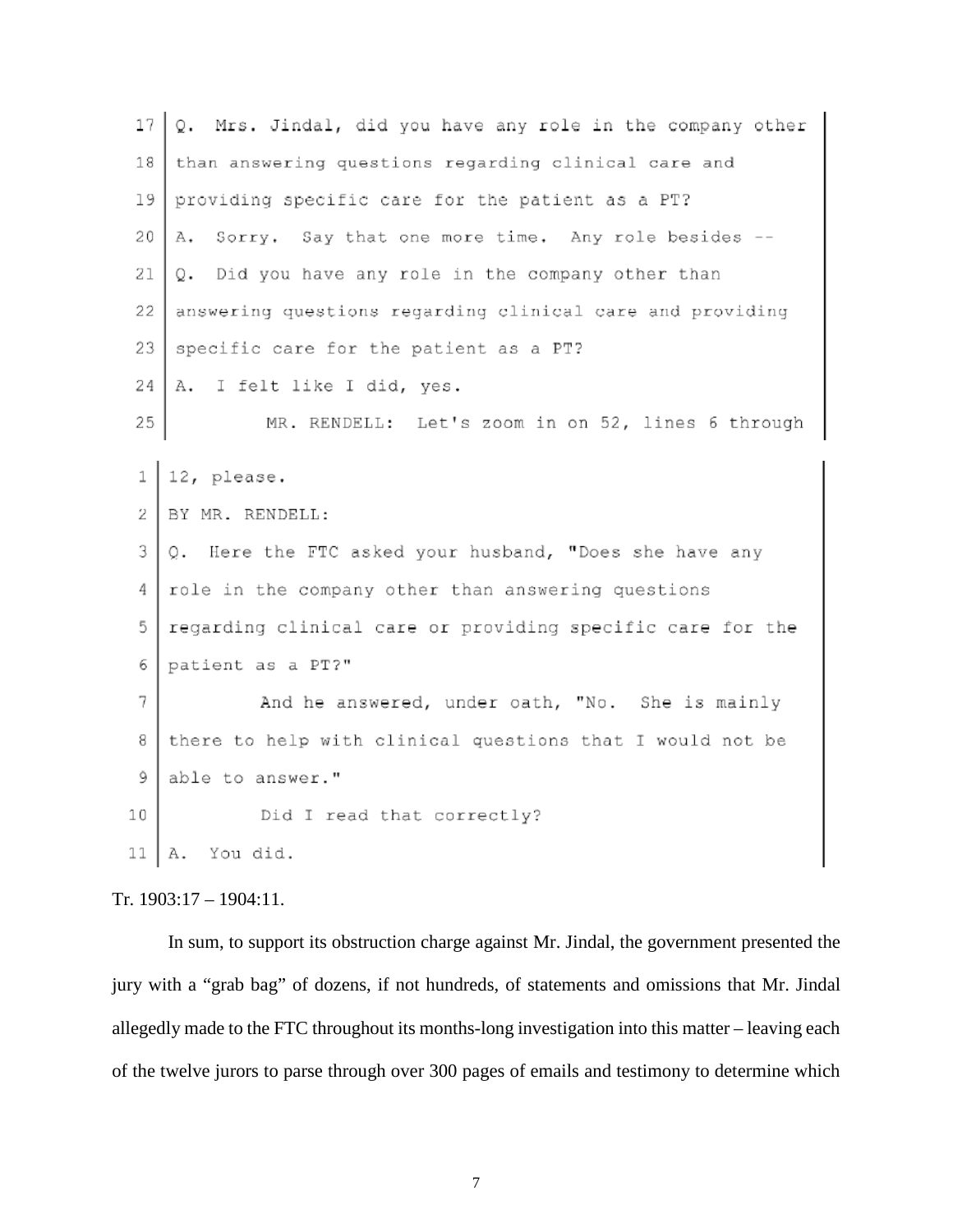```
17  Q. Mrs. Jindal, did you have any role in the company other
18  than answering questions regarding clinical care and
19  providing specific care for the patient as a PT?
20  A. Sorry. Say that one more time. Any role besides --
21  Q. Did you have any role in the company other than
22  answering questions regarding clinical care and providing
23  specific care for the patient as a PT?
24  A. I felt like I did, yes.
25          MR. RENDELL: Let's zoom in on 52, lines 6 through

1   12, please.
2   BY MR. RENDELL:
3   Q. Here the FTC asked your husband, "Does she have any
4   role in the company other than answering questions
5   regarding clinical care or providing specific care for the
6   patient as a PT?"
7           And he answered, under oath, "No. She is mainly
8   there to help with clinical questions that I would not be
9   able to answer."
10          Did I read that correctly?
11  A. You did.
```

Tr. 1903:17 – 1904:11.

In sum, to support its obstruction charge against Mr. Jindal, the government presented the jury with a "grab bag" of dozens, if not hundreds, of statements and omissions that Mr. Jindal allegedly made to the FTC throughout its months-long investigation into this matter – leaving each of the twelve jurors to parse through over 300 pages of emails and testimony to determine which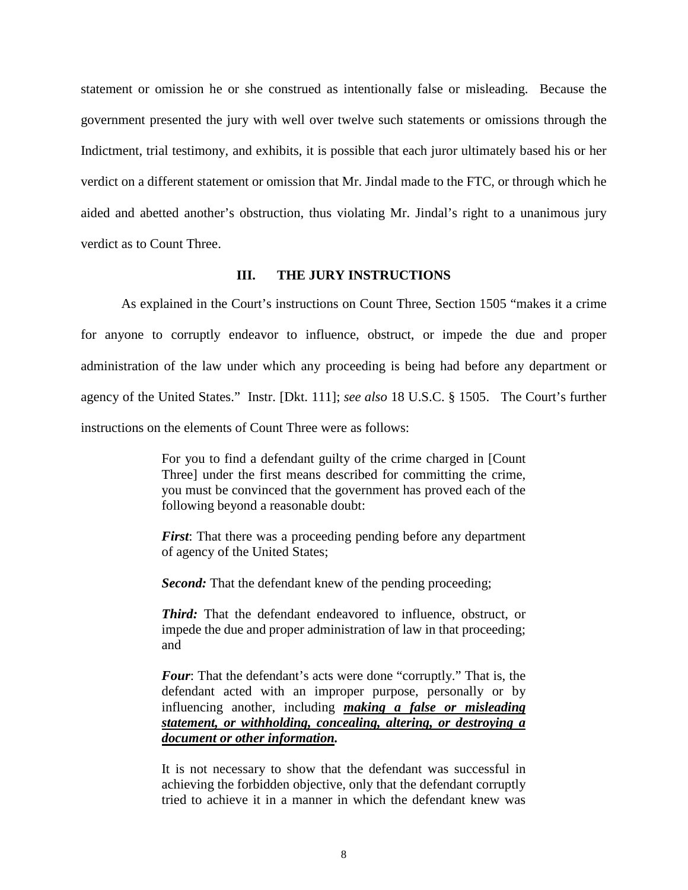statement or omission he or she construed as intentionally false or misleading. Because the government presented the jury with well over twelve such statements or omissions through the Indictment, trial testimony, and exhibits, it is possible that each juror ultimately based his or her verdict on a different statement or omission that Mr. Jindal made to the FTC, or through which he aided and abetted another's obstruction, thus violating Mr. Jindal's right to a unanimous jury verdict as to Count Three.

### III. THE JURY INSTRUCTIONS

As explained in the Court's instructions on Count Three, Section 1505 "makes it a crime for anyone to corruptly endeavor to influence, obstruct, or impede the due and proper administration of the law under which any proceeding is being had before any department or agency of the United States." Instr. [Dkt. 111]; *see also* 18 U.S.C. § 1505. The Court's further instructions on the elements of Count Three were as follows:

> For you to find a defendant guilty of the crime charged in [Count Three] under the first means described for committing the crime, you must be convinced that the government has proved each of the following beyond a reasonable doubt:
>
> ***First***: That there was a proceeding pending before any department of agency of the United States;
>
> ***Second:*** That the defendant knew of the pending proceeding;
>
> ***Third:*** That the defendant endeavored to influence, obstruct, or impede the due and proper administration of law in that proceeding; and
>
> ***Four***: That the defendant's acts were done "corruptly." That is, the defendant acted with an improper purpose, personally or by influencing another, including ***making a false or misleading statement, or withholding, concealing, altering, or destroying a document or other information.***
>
> It is not necessary to show that the defendant was successful in achieving the forbidden objective, only that the defendant corruptly tried to achieve it in a manner in which the defendant knew was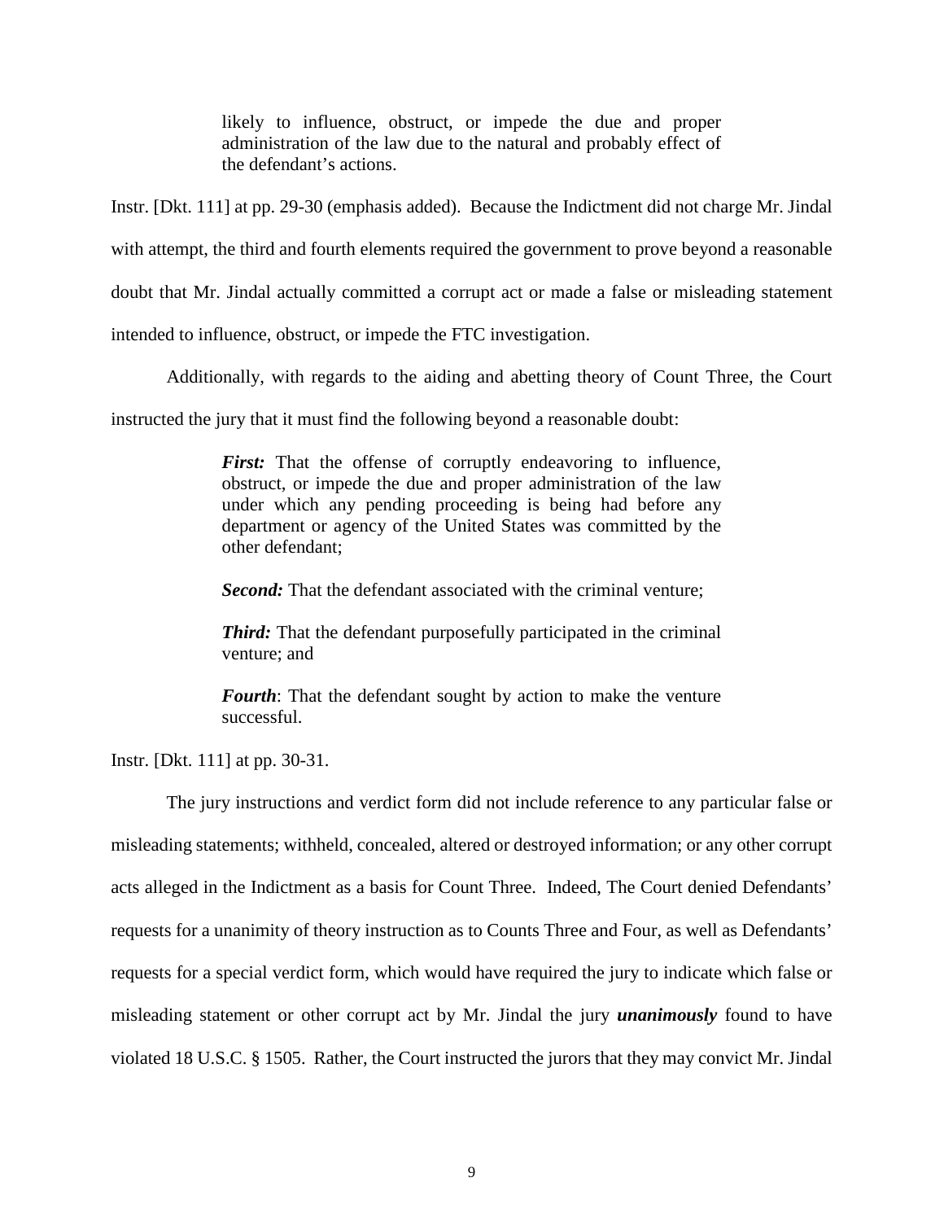> likely to influence, obstruct, or impede the due and proper administration of the law due to the natural and probably effect of the defendant's actions.

Instr. [Dkt. 111] at pp. 29-30 (emphasis added). Because the Indictment did not charge Mr. Jindal with attempt, the third and fourth elements required the government to prove beyond a reasonable doubt that Mr. Jindal actually committed a corrupt act or made a false or misleading statement intended to influence, obstruct, or impede the FTC investigation.

Additionally, with regards to the aiding and abetting theory of Count Three, the Court instructed the jury that it must find the following beyond a reasonable doubt:

> ***First:*** That the offense of corruptly endeavoring to influence, obstruct, or impede the due and proper administration of the law under which any pending proceeding is being had before any department or agency of the United States was committed by the other defendant;
>
> ***Second:*** That the defendant associated with the criminal venture;
>
> ***Third:*** That the defendant purposefully participated in the criminal venture; and
>
> ***Fourth***: That the defendant sought by action to make the venture successful.

Instr. [Dkt. 111] at pp. 30-31.

The jury instructions and verdict form did not include reference to any particular false or misleading statements; withheld, concealed, altered or destroyed information; or any other corrupt acts alleged in the Indictment as a basis for Count Three. Indeed, The Court denied Defendants' requests for a unanimity of theory instruction as to Counts Three and Four, as well as Defendants' requests for a special verdict form, which would have required the jury to indicate which false or misleading statement or other corrupt act by Mr. Jindal the jury ***unanimously*** found to have violated 18 U.S.C. § 1505. Rather, the Court instructed the jurors that they may convict Mr. Jindal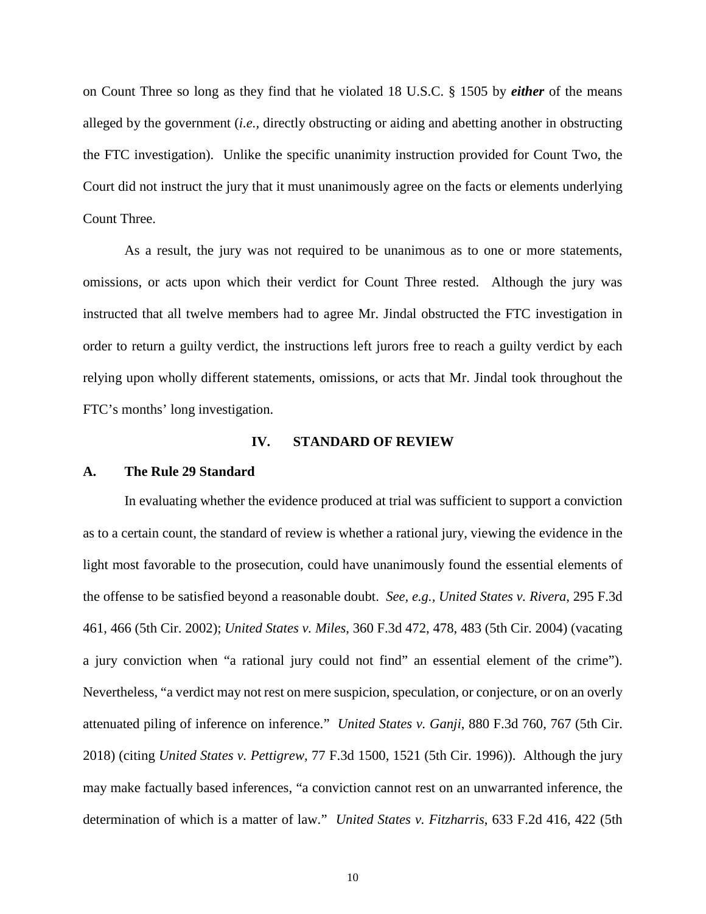on Count Three so long as they find that he violated 18 U.S.C. § 1505 by ***either*** of the means alleged by the government (*i.e.*, directly obstructing or aiding and abetting another in obstructing the FTC investigation). Unlike the specific unanimity instruction provided for Count Two, the Court did not instruct the jury that it must unanimously agree on the facts or elements underlying Count Three.

As a result, the jury was not required to be unanimous as to one or more statements, omissions, or acts upon which their verdict for Count Three rested. Although the jury was instructed that all twelve members had to agree Mr. Jindal obstructed the FTC investigation in order to return a guilty verdict, the instructions left jurors free to reach a guilty verdict by each relying upon wholly different statements, omissions, or acts that Mr. Jindal took throughout the FTC's months' long investigation.

## IV. STANDARD OF REVIEW

### A. The Rule 29 Standard

In evaluating whether the evidence produced at trial was sufficient to support a conviction as to a certain count, the standard of review is whether a rational jury, viewing the evidence in the light most favorable to the prosecution, could have unanimously found the essential elements of the offense to be satisfied beyond a reasonable doubt. *See, e.g.*, *United States v. Rivera*, 295 F.3d 461, 466 (5th Cir. 2002); *United States v. Miles*, 360 F.3d 472, 478, 483 (5th Cir. 2004) (vacating a jury conviction when "a rational jury could not find" an essential element of the crime"). Nevertheless, "a verdict may not rest on mere suspicion, speculation, or conjecture, or on an overly attenuated piling of inference on inference." *United States v. Ganji*, 880 F.3d 760, 767 (5th Cir. 2018) (citing *United States v. Pettigrew*, 77 F.3d 1500, 1521 (5th Cir. 1996)). Although the jury may make factually based inferences, "a conviction cannot rest on an unwarranted inference, the determination of which is a matter of law." *United States v. Fitzharris*, 633 F.2d 416, 422 (5th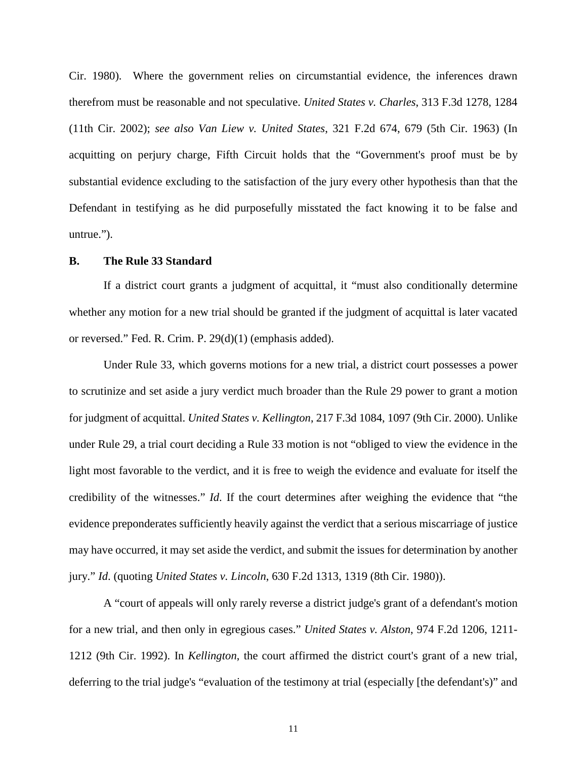Cir. 1980). Where the government relies on circumstantial evidence, the inferences drawn therefrom must be reasonable and not speculative. *United States v. Charles*, 313 F.3d 1278, 1284 (11th Cir. 2002); *see also Van Liew v. United States*, 321 F.2d 674, 679 (5th Cir. 1963) (In acquitting on perjury charge, Fifth Circuit holds that the "Government's proof must be by substantial evidence excluding to the satisfaction of the jury every other hypothesis than that the Defendant in testifying as he did purposefully misstated the fact knowing it to be false and untrue.").

**B. The Rule 33 Standard**

If a district court grants a judgment of acquittal, it "must also conditionally determine whether any motion for a new trial should be granted if the judgment of acquittal is later vacated or reversed." Fed. R. Crim. P. 29(d)(1) (emphasis added).

Under Rule 33, which governs motions for a new trial, a district court possesses a power to scrutinize and set aside a jury verdict much broader than the Rule 29 power to grant a motion for judgment of acquittal. *United States v. Kellington*, 217 F.3d 1084, 1097 (9th Cir. 2000). Unlike under Rule 29, a trial court deciding a Rule 33 motion is not "obliged to view the evidence in the light most favorable to the verdict, and it is free to weigh the evidence and evaluate for itself the credibility of the witnesses." *Id*. If the court determines after weighing the evidence that "the evidence preponderates sufficiently heavily against the verdict that a serious miscarriage of justice may have occurred, it may set aside the verdict, and submit the issues for determination by another jury." *Id*. (quoting *United States v. Lincoln*, 630 F.2d 1313, 1319 (8th Cir. 1980)).

A "court of appeals will only rarely reverse a district judge's grant of a defendant's motion for a new trial, and then only in egregious cases." *United States v. Alston*, 974 F.2d 1206, 1211-1212 (9th Cir. 1992). In *Kellington*, the court affirmed the district court's grant of a new trial, deferring to the trial judge's "evaluation of the testimony at trial (especially [the defendant's)" and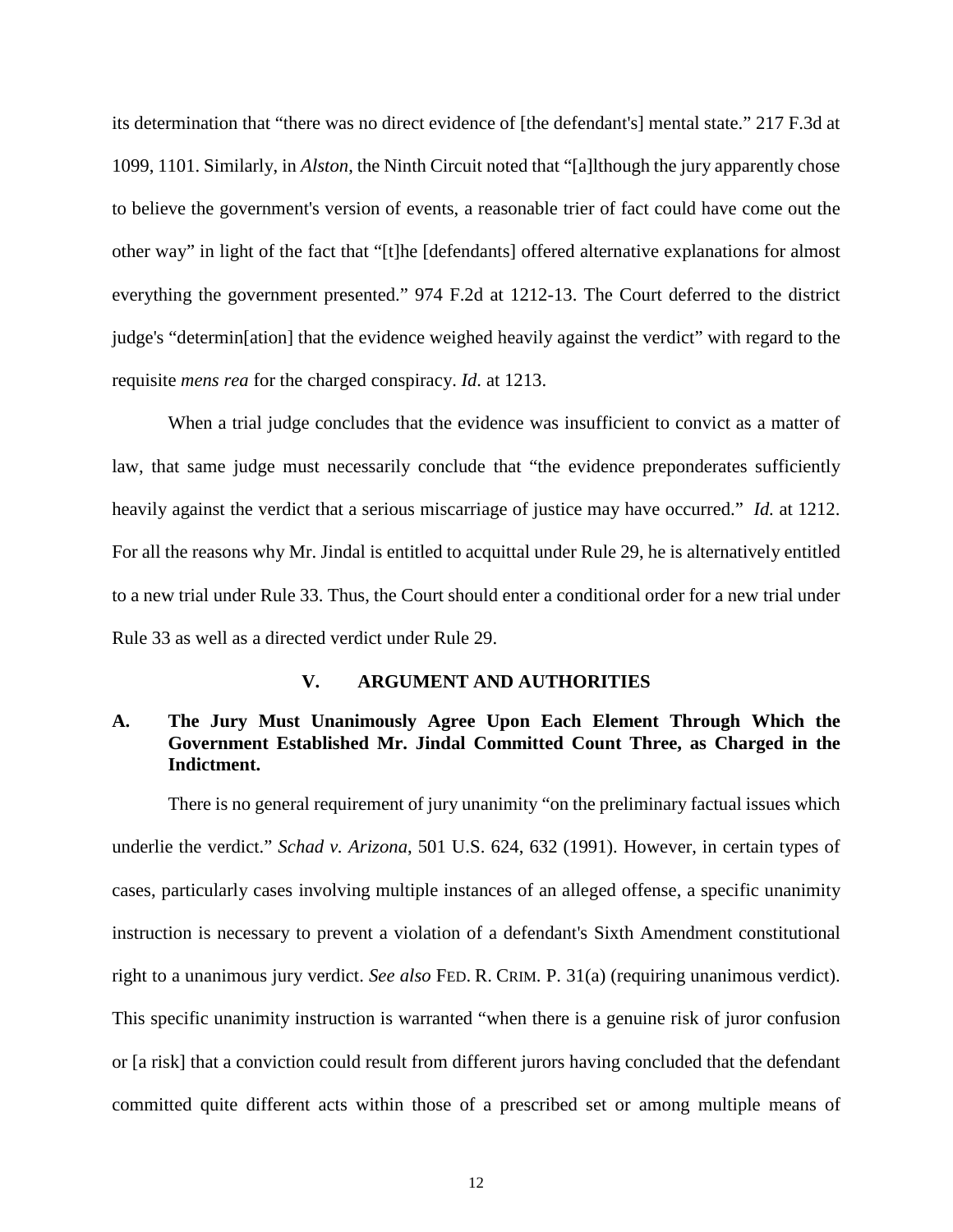its determination that "there was no direct evidence of [the defendant's] mental state." 217 F.3d at 1099, 1101. Similarly, in *Alston*, the Ninth Circuit noted that "[a]lthough the jury apparently chose to believe the government's version of events, a reasonable trier of fact could have come out the other way" in light of the fact that "[t]he [defendants] offered alternative explanations for almost everything the government presented." 974 F.2d at 1212-13. The Court deferred to the district judge's "determin[ation] that the evidence weighed heavily against the verdict" with regard to the requisite *mens rea* for the charged conspiracy. *Id.* at 1213.

When a trial judge concludes that the evidence was insufficient to convict as a matter of law, that same judge must necessarily conclude that "the evidence preponderates sufficiently heavily against the verdict that a serious miscarriage of justice may have occurred." *Id.* at 1212. For all the reasons why Mr. Jindal is entitled to acquittal under Rule 29, he is alternatively entitled to a new trial under Rule 33. Thus, the Court should enter a conditional order for a new trial under Rule 33 as well as a directed verdict under Rule 29.

## V. ARGUMENT AND AUTHORITIES

### A. The Jury Must Unanimously Agree Upon Each Element Through Which the Government Established Mr. Jindal Committed Count Three, as Charged in the Indictment.

There is no general requirement of jury unanimity "on the preliminary factual issues which underlie the verdict." *Schad v. Arizona*, 501 U.S. 624, 632 (1991). However, in certain types of cases, particularly cases involving multiple instances of an alleged offense, a specific unanimity instruction is necessary to prevent a violation of a defendant's Sixth Amendment constitutional right to a unanimous jury verdict. *See also* FED. R. CRIM. P. 31(a) (requiring unanimous verdict). This specific unanimity instruction is warranted "when there is a genuine risk of juror confusion or [a risk] that a conviction could result from different jurors having concluded that the defendant committed quite different acts within those of a prescribed set or among multiple means of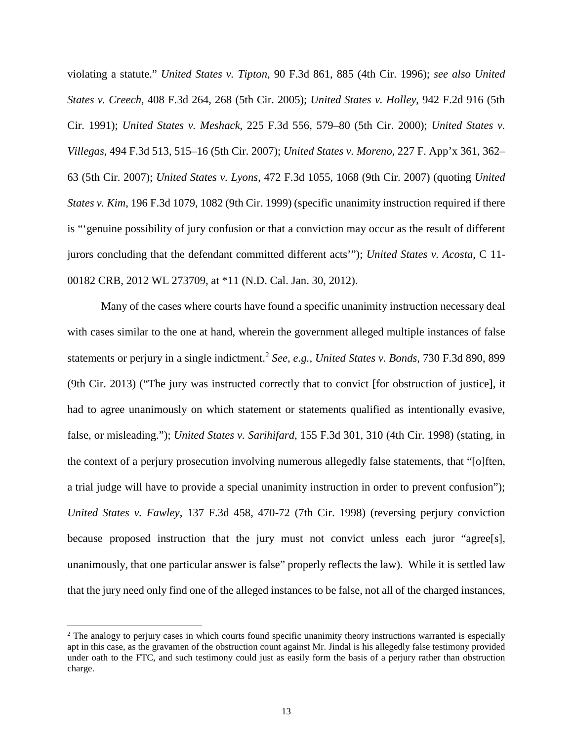violating a statute." *United States v. Tipton*, 90 F.3d 861, 885 (4th Cir. 1996); *see also United States v. Creech*, 408 F.3d 264, 268 (5th Cir. 2005); *United States v. Holley*, 942 F.2d 916 (5th Cir. 1991); *United States v. Meshack*, 225 F.3d 556, 579–80 (5th Cir. 2000); *United States v. Villegas*, 494 F.3d 513, 515–16 (5th Cir. 2007); *United States v. Moreno*, 227 F. App'x 361, 362–63 (5th Cir. 2007); *United States v. Lyons*, 472 F.3d 1055, 1068 (9th Cir. 2007) (quoting *United States v. Kim*, 196 F.3d 1079, 1082 (9th Cir. 1999) (specific unanimity instruction required if there is "'genuine possibility of jury confusion or that a conviction may occur as the result of different jurors concluding that the defendant committed different acts'"); *United States v. Acosta*, C 11-00182 CRB, 2012 WL 273709, at *11 (N.D. Cal. Jan. 30, 2012).

Many of the cases where courts have found a specific unanimity instruction necessary deal with cases similar to the one at hand, wherein the government alleged multiple instances of false statements or perjury in a single indictment.[2] *See, e.g.*, *United States v. Bonds*, 730 F.3d 890, 899 (9th Cir. 2013) ("The jury was instructed correctly that to convict [for obstruction of justice], it had to agree unanimously on which statement or statements qualified as intentionally evasive, false, or misleading."); *United States v. Sarihifard*, 155 F.3d 301, 310 (4th Cir. 1998) (stating, in the context of a perjury prosecution involving numerous allegedly false statements, that "[o]ften, a trial judge will have to provide a special unanimity instruction in order to prevent confusion"); *United States v. Fawley*, 137 F.3d 458, 470-72 (7th Cir. 1998) (reversing perjury conviction because proposed instruction that the jury must not convict unless each juror "agree[s], unanimously, that one particular answer is false" properly reflects the law). While it is settled law that the jury need only find one of the alleged instances to be false, not all of the charged instances,

[2] The analogy to perjury cases in which courts found specific unanimity theory instructions warranted is especially apt in this case, as the gravamen of the obstruction count against Mr. Jindal is his allegedly false testimony provided under oath to the FTC, and such testimony could just as easily form the basis of a perjury rather than obstruction charge.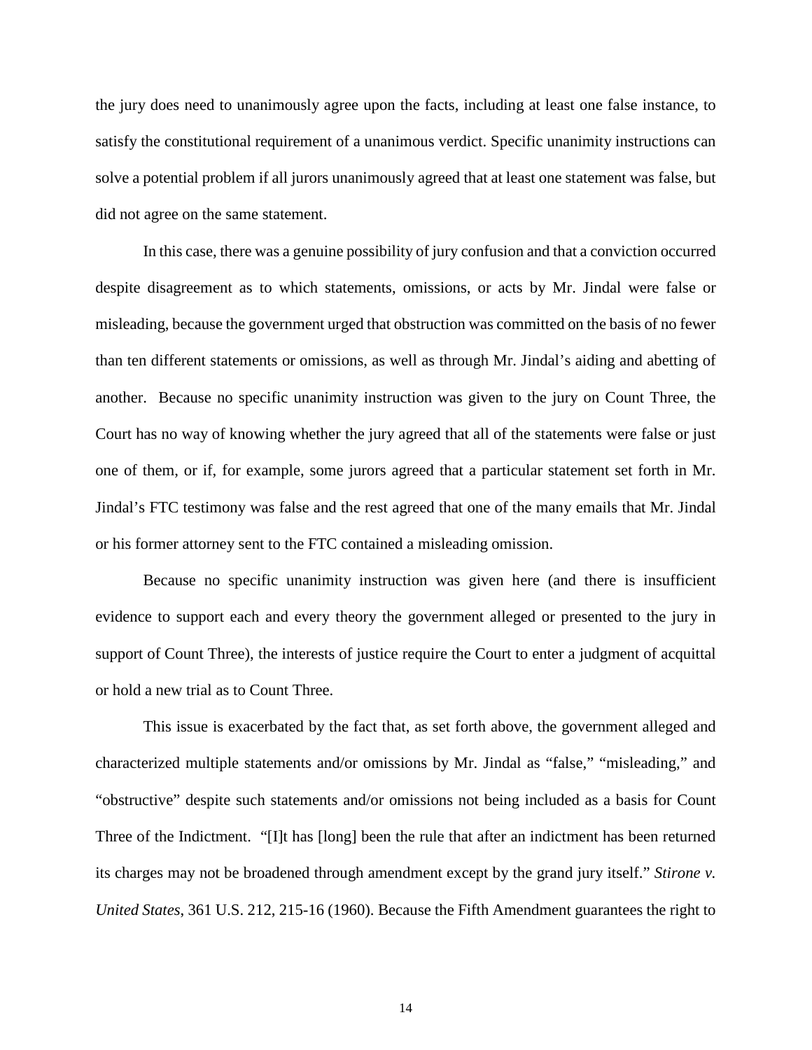the jury does need to unanimously agree upon the facts, including at least one false instance, to satisfy the constitutional requirement of a unanimous verdict. Specific unanimity instructions can solve a potential problem if all jurors unanimously agreed that at least one statement was false, but did not agree on the same statement.

In this case, there was a genuine possibility of jury confusion and that a conviction occurred despite disagreement as to which statements, omissions, or acts by Mr. Jindal were false or misleading, because the government urged that obstruction was committed on the basis of no fewer than ten different statements or omissions, as well as through Mr. Jindal's aiding and abetting of another. Because no specific unanimity instruction was given to the jury on Count Three, the Court has no way of knowing whether the jury agreed that all of the statements were false or just one of them, or if, for example, some jurors agreed that a particular statement set forth in Mr. Jindal's FTC testimony was false and the rest agreed that one of the many emails that Mr. Jindal or his former attorney sent to the FTC contained a misleading omission.

Because no specific unanimity instruction was given here (and there is insufficient evidence to support each and every theory the government alleged or presented to the jury in support of Count Three), the interests of justice require the Court to enter a judgment of acquittal or hold a new trial as to Count Three.

This issue is exacerbated by the fact that, as set forth above, the government alleged and characterized multiple statements and/or omissions by Mr. Jindal as "false," "misleading," and "obstructive" despite such statements and/or omissions not being included as a basis for Count Three of the Indictment. "[I]t has [long] been the rule that after an indictment has been returned its charges may not be broadened through amendment except by the grand jury itself." *Stirone v. United States*, 361 U.S. 212, 215-16 (1960). Because the Fifth Amendment guarantees the right to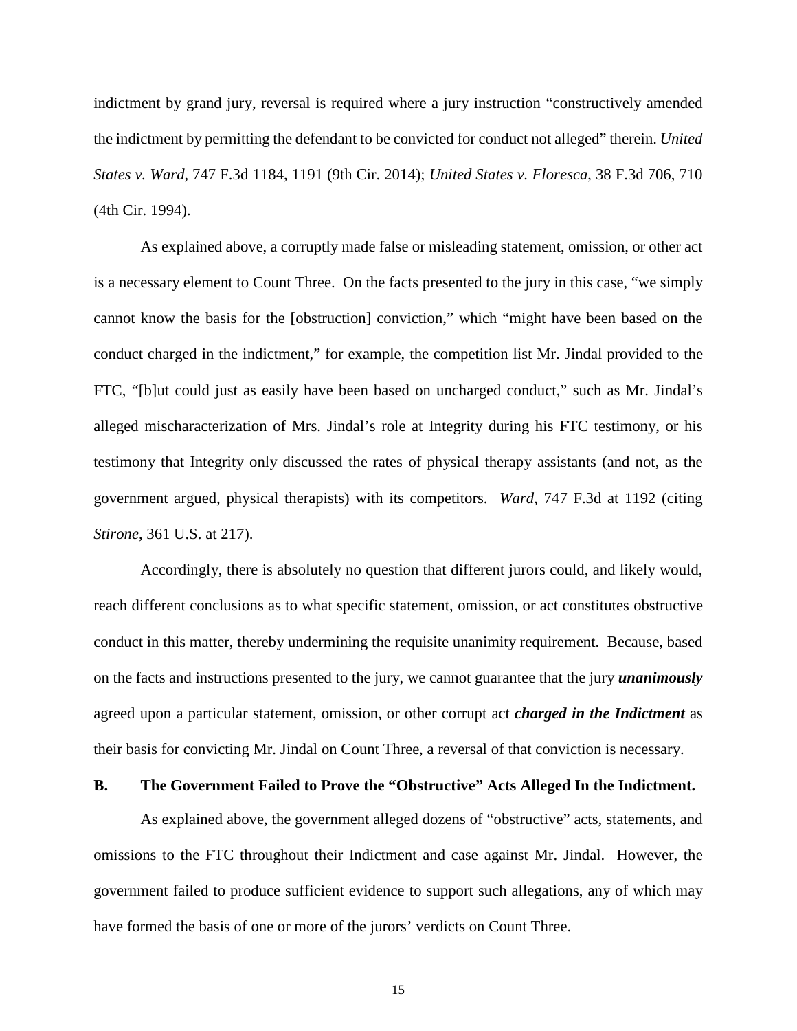indictment by grand jury, reversal is required where a jury instruction "constructively amended the indictment by permitting the defendant to be convicted for conduct not alleged" therein. *United States v. Ward*, 747 F.3d 1184, 1191 (9th Cir. 2014); *United States v. Floresca*, 38 F.3d 706, 710 (4th Cir. 1994).

As explained above, a corruptly made false or misleading statement, omission, or other act is a necessary element to Count Three. On the facts presented to the jury in this case, "we simply cannot know the basis for the [obstruction] conviction," which "might have been based on the conduct charged in the indictment," for example, the competition list Mr. Jindal provided to the FTC, "[b]ut could just as easily have been based on uncharged conduct," such as Mr. Jindal's alleged mischaracterization of Mrs. Jindal's role at Integrity during his FTC testimony, or his testimony that Integrity only discussed the rates of physical therapy assistants (and not, as the government argued, physical therapists) with its competitors. *Ward*, 747 F.3d at 1192 (citing *Stirone*, 361 U.S. at 217).

Accordingly, there is absolutely no question that different jurors could, and likely would, reach different conclusions as to what specific statement, omission, or act constitutes obstructive conduct in this matter, thereby undermining the requisite unanimity requirement. Because, based on the facts and instructions presented to the jury, we cannot guarantee that the jury ***unanimously*** agreed upon a particular statement, omission, or other corrupt act ***charged in the Indictment*** as their basis for convicting Mr. Jindal on Count Three, a reversal of that conviction is necessary.

**B. The Government Failed to Prove the "Obstructive" Acts Alleged In the Indictment.**

As explained above, the government alleged dozens of "obstructive" acts, statements, and omissions to the FTC throughout their Indictment and case against Mr. Jindal. However, the government failed to produce sufficient evidence to support such allegations, any of which may have formed the basis of one or more of the jurors' verdicts on Count Three.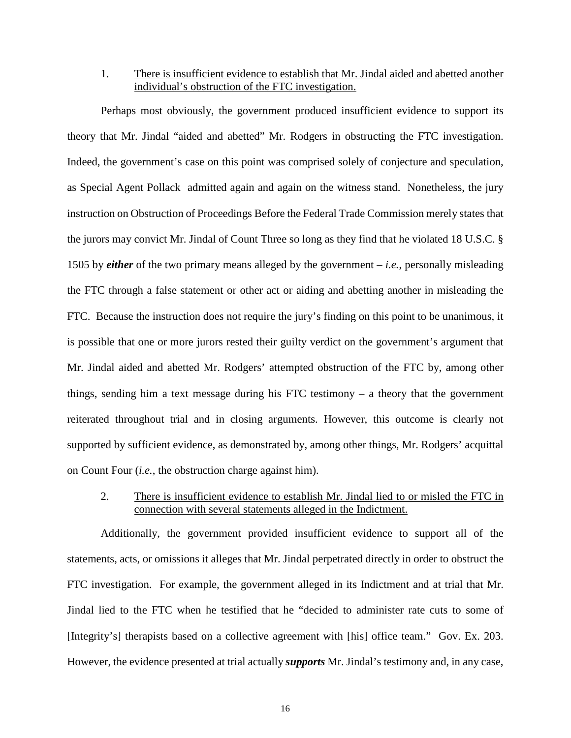1. <u>There is insufficient evidence to establish that Mr. Jindal aided and abetted another individual's obstruction of the FTC investigation.</u>

Perhaps most obviously, the government produced insufficient evidence to support its theory that Mr. Jindal "aided and abetted" Mr. Rodgers in obstructing the FTC investigation. Indeed, the government's case on this point was comprised solely of conjecture and speculation, as Special Agent Pollack admitted again and again on the witness stand. Nonetheless, the jury instruction on Obstruction of Proceedings Before the Federal Trade Commission merely states that the jurors may convict Mr. Jindal of Count Three so long as they find that he violated 18 U.S.C. § 1505 by ***either*** of the two primary means alleged by the government – *i.e.*, personally misleading the FTC through a false statement or other act or aiding and abetting another in misleading the FTC. Because the instruction does not require the jury's finding on this point to be unanimous, it is possible that one or more jurors rested their guilty verdict on the government's argument that Mr. Jindal aided and abetted Mr. Rodgers' attempted obstruction of the FTC by, among other things, sending him a text message during his FTC testimony – a theory that the government reiterated throughout trial and in closing arguments. However, this outcome is clearly not supported by sufficient evidence, as demonstrated by, among other things, Mr. Rodgers' acquittal on Count Four (*i.e.*, the obstruction charge against him).

2. <u>There is insufficient evidence to establish Mr. Jindal lied to or misled the FTC in connection with several statements alleged in the Indictment.</u>

Additionally, the government provided insufficient evidence to support all of the statements, acts, or omissions it alleges that Mr. Jindal perpetrated directly in order to obstruct the FTC investigation. For example, the government alleged in its Indictment and at trial that Mr. Jindal lied to the FTC when he testified that he "decided to administer rate cuts to some of [Integrity's] therapists based on a collective agreement with [his] office team." Gov. Ex. 203. However, the evidence presented at trial actually ***supports*** Mr. Jindal's testimony and, in any case,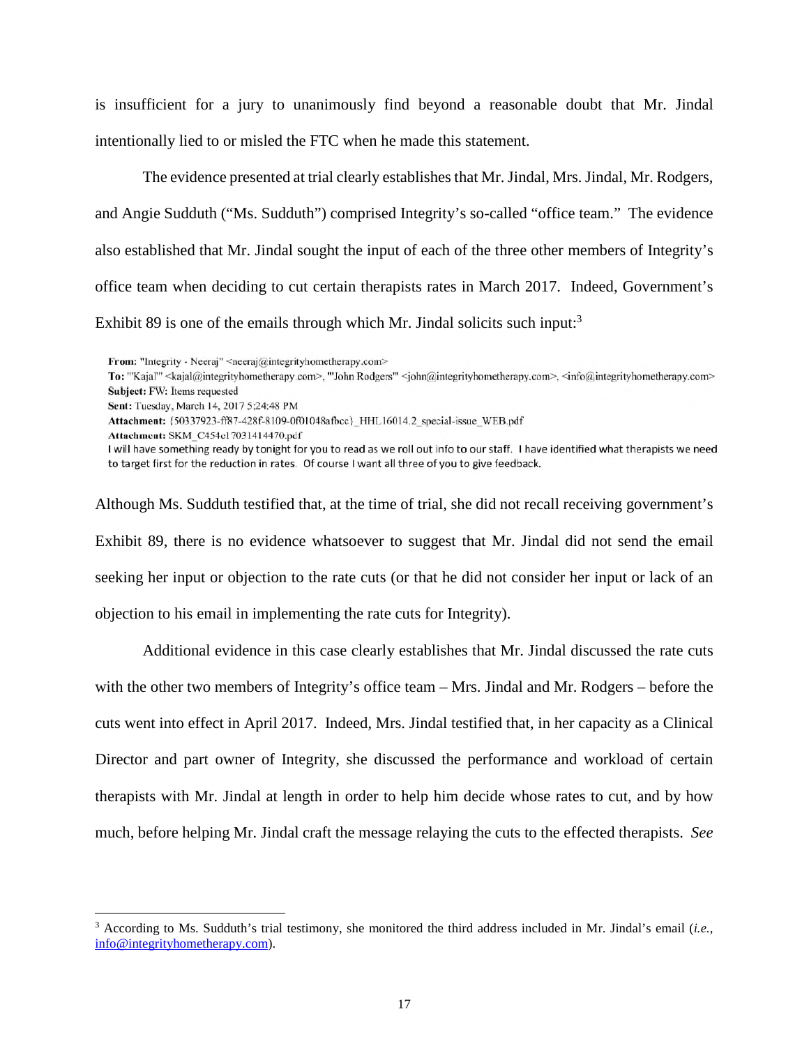is insufficient for a jury to unanimously find beyond a reasonable doubt that Mr. Jindal intentionally lied to or misled the FTC when he made this statement.

The evidence presented at trial clearly establishes that Mr. Jindal, Mrs. Jindal, Mr. Rodgers, and Angie Sudduth ("Ms. Sudduth") comprised Integrity's so-called "office team." The evidence also established that Mr. Jindal sought the input of each of the three other members of Integrity's office team when deciding to cut certain therapists rates in March 2017. Indeed, Government's Exhibit 89 is one of the emails through which Mr. Jindal solicits such input:[3]

> **From:** "Integrity - Neeraj" <neeraj@integrityhometherapy.com>
> **To:** "'Kajal'" <kajal@integrityhometherapy.com>, "'John Rodgers'" <john@integrityhometherapy.com>, <info@integrityhometherapy.com>
> **Subject:** FW: Items requested
> **Sent:** Tuesday, March 14, 2017 5:24:48 PM
> **Attachment:** {50337923-ff87-428f-8109-0f01048afbcc}_HHL16014.2_special-issue_WEB.pdf
> **Attachment:** SKM_C454e17031414470.pdf
> I will have something ready by tonight for you to read as we roll out info to our staff. I have identified what therapists we need to target first for the reduction in rates. Of course I want all three of you to give feedback.

Although Ms. Sudduth testified that, at the time of trial, she did not recall receiving government's Exhibit 89, there is no evidence whatsoever to suggest that Mr. Jindal did not send the email seeking her input or objection to the rate cuts (or that he did not consider her input or lack of an objection to his email in implementing the rate cuts for Integrity).

Additional evidence in this case clearly establishes that Mr. Jindal discussed the rate cuts with the other two members of Integrity's office team – Mrs. Jindal and Mr. Rodgers – before the cuts went into effect in April 2017. Indeed, Mrs. Jindal testified that, in her capacity as a Clinical Director and part owner of Integrity, she discussed the performance and workload of certain therapists with Mr. Jindal at length in order to help him decide whose rates to cut, and by how much, before helping Mr. Jindal craft the message relaying the cuts to the effected therapists. *See*

---

[3] According to Ms. Sudduth's trial testimony, she monitored the third address included in Mr. Jindal's email (*i.e.*, info@integrityhometherapy.com).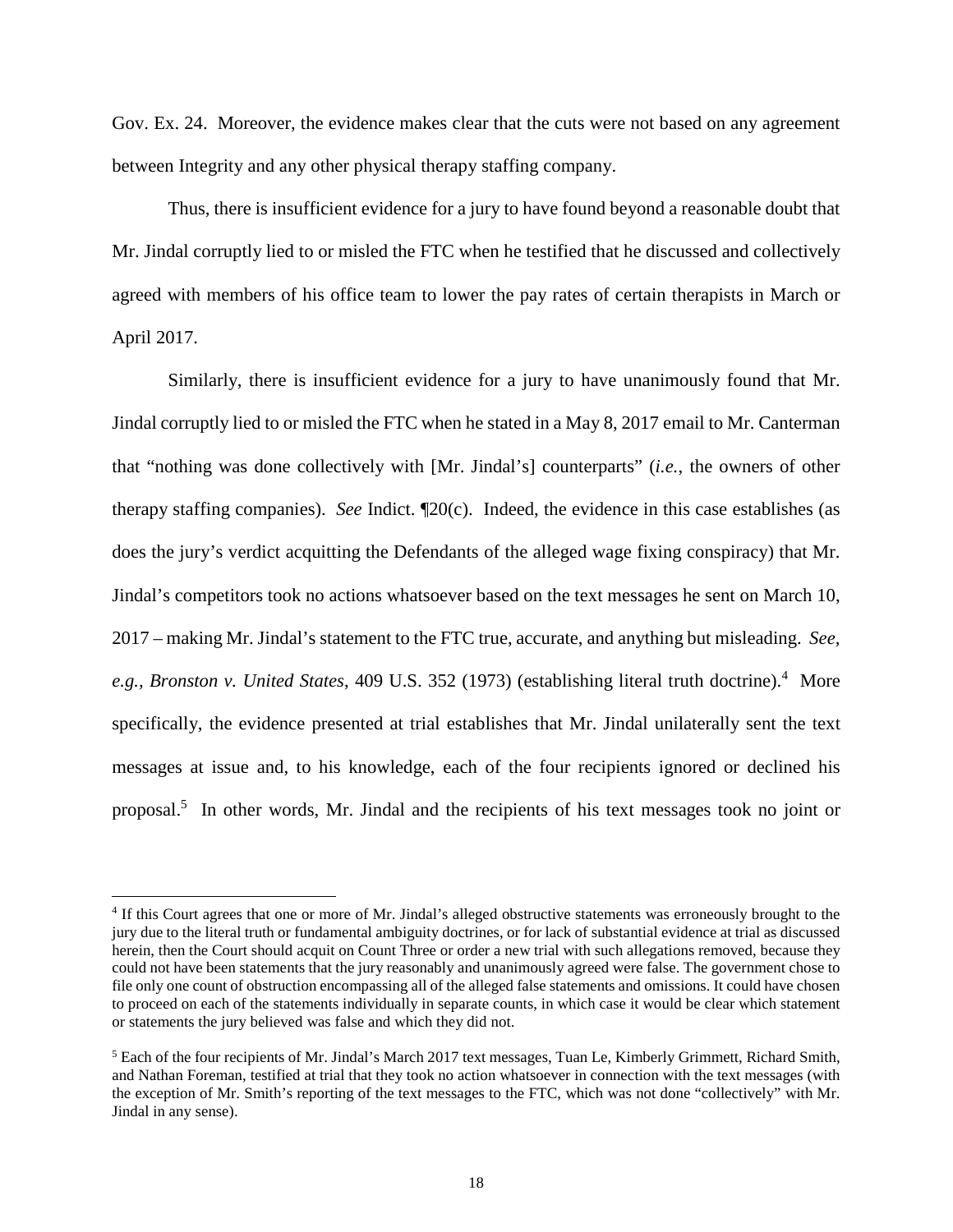Gov. Ex. 24. Moreover, the evidence makes clear that the cuts were not based on any agreement between Integrity and any other physical therapy staffing company.

Thus, there is insufficient evidence for a jury to have found beyond a reasonable doubt that Mr. Jindal corruptly lied to or misled the FTC when he testified that he discussed and collectively agreed with members of his office team to lower the pay rates of certain therapists in March or April 2017.

Similarly, there is insufficient evidence for a jury to have unanimously found that Mr. Jindal corruptly lied to or misled the FTC when he stated in a May 8, 2017 email to Mr. Canterman that "nothing was done collectively with [Mr. Jindal's] counterparts" (*i.e.*, the owners of other therapy staffing companies). *See* Indict. ¶20(c). Indeed, the evidence in this case establishes (as does the jury's verdict acquitting the Defendants of the alleged wage fixing conspiracy) that Mr. Jindal's competitors took no actions whatsoever based on the text messages he sent on March 10, 2017 – making Mr. Jindal's statement to the FTC true, accurate, and anything but misleading. *See, e.g., Bronston v. United States*, 409 U.S. 352 (1973) (establishing literal truth doctrine).[4] More specifically, the evidence presented at trial establishes that Mr. Jindal unilaterally sent the text messages at issue and, to his knowledge, each of the four recipients ignored or declined his proposal.[5] In other words, Mr. Jindal and the recipients of his text messages took no joint or

[4] If this Court agrees that one or more of Mr. Jindal's alleged obstructive statements was erroneously brought to the jury due to the literal truth or fundamental ambiguity doctrines, or for lack of substantial evidence at trial as discussed herein, then the Court should acquit on Count Three or order a new trial with such allegations removed, because they could not have been statements that the jury reasonably and unanimously agreed were false. The government chose to file only one count of obstruction encompassing all of the alleged false statements and omissions. It could have chosen to proceed on each of the statements individually in separate counts, in which case it would be clear which statement or statements the jury believed was false and which they did not.

[5] Each of the four recipients of Mr. Jindal's March 2017 text messages, Tuan Le, Kimberly Grimmett, Richard Smith, and Nathan Foreman, testified at trial that they took no action whatsoever in connection with the text messages (with the exception of Mr. Smith's reporting of the text messages to the FTC, which was not done "collectively" with Mr. Jindal in any sense).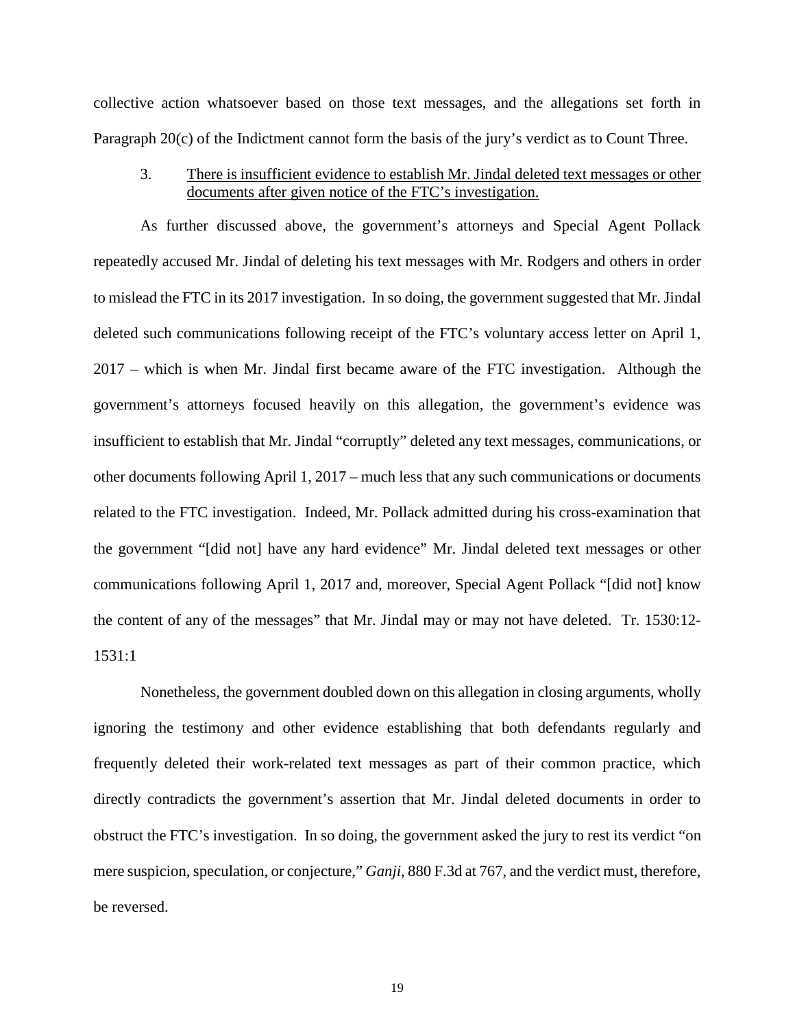collective action whatsoever based on those text messages, and the allegations set forth in Paragraph 20(c) of the Indictment cannot form the basis of the jury's verdict as to Count Three.

3. There is insufficient evidence to establish Mr. Jindal deleted text messages or other documents after given notice of the FTC's investigation.

As further discussed above, the government's attorneys and Special Agent Pollack repeatedly accused Mr. Jindal of deleting his text messages with Mr. Rodgers and others in order to mislead the FTC in its 2017 investigation. In so doing, the government suggested that Mr. Jindal deleted such communications following receipt of the FTC's voluntary access letter on April 1, 2017 – which is when Mr. Jindal first became aware of the FTC investigation. Although the government's attorneys focused heavily on this allegation, the government's evidence was insufficient to establish that Mr. Jindal "corruptly" deleted any text messages, communications, or other documents following April 1, 2017 – much less that any such communications or documents related to the FTC investigation. Indeed, Mr. Pollack admitted during his cross-examination that the government "[did not] have any hard evidence" Mr. Jindal deleted text messages or other communications following April 1, 2017 and, moreover, Special Agent Pollack "[did not] know the content of any of the messages" that Mr. Jindal may or may not have deleted. Tr. 1530:12-1531:1

Nonetheless, the government doubled down on this allegation in closing arguments, wholly ignoring the testimony and other evidence establishing that both defendants regularly and frequently deleted their work-related text messages as part of their common practice, which directly contradicts the government's assertion that Mr. Jindal deleted documents in order to obstruct the FTC's investigation. In so doing, the government asked the jury to rest its verdict "on mere suspicion, speculation, or conjecture," *Ganji*, 880 F.3d at 767, and the verdict must, therefore, be reversed.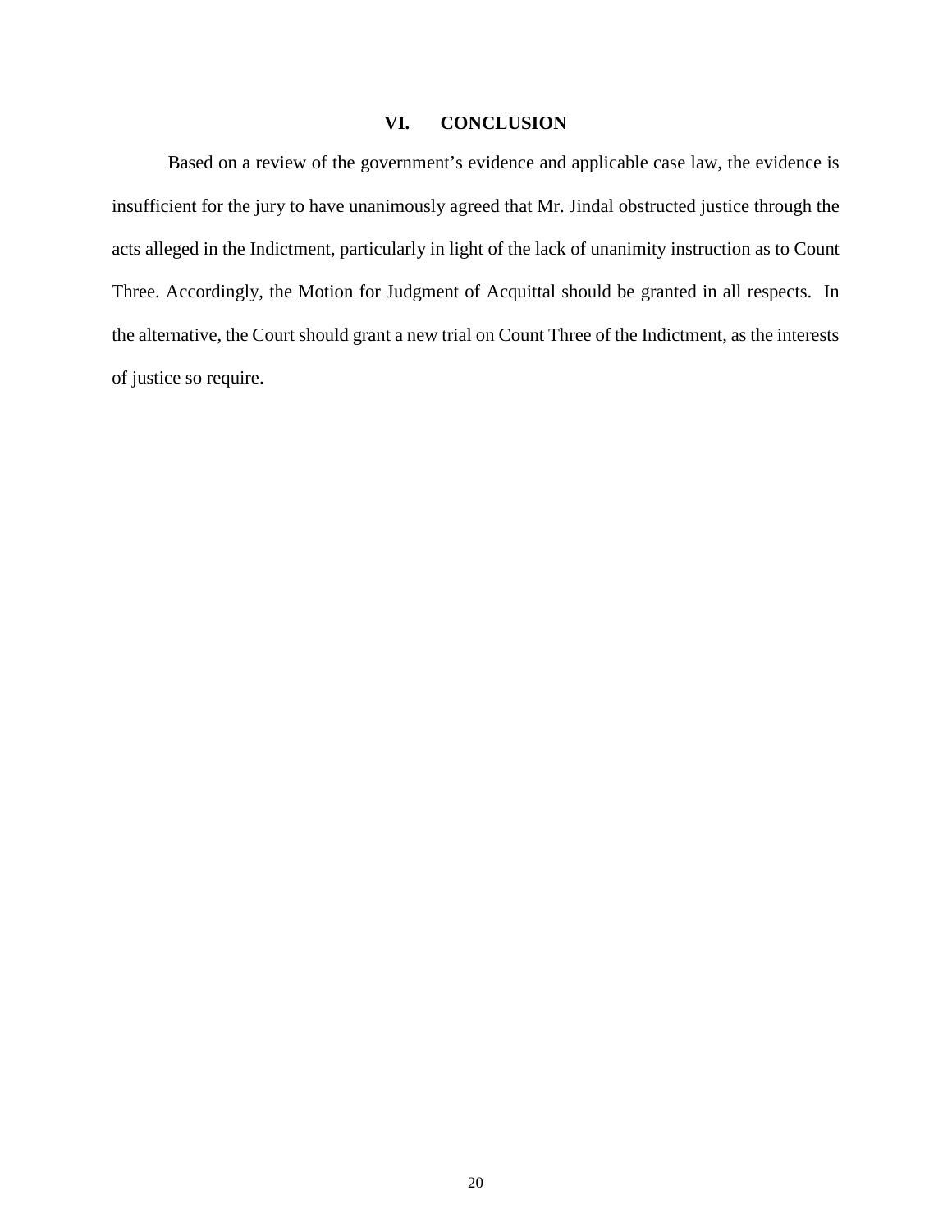## VI. CONCLUSION

Based on a review of the government's evidence and applicable case law, the evidence is insufficient for the jury to have unanimously agreed that Mr. Jindal obstructed justice through the acts alleged in the Indictment, particularly in light of the lack of unanimity instruction as to Count Three. Accordingly, the Motion for Judgment of Acquittal should be granted in all respects. In the alternative, the Court should grant a new trial on Count Three of the Indictment, as the interests of justice so require.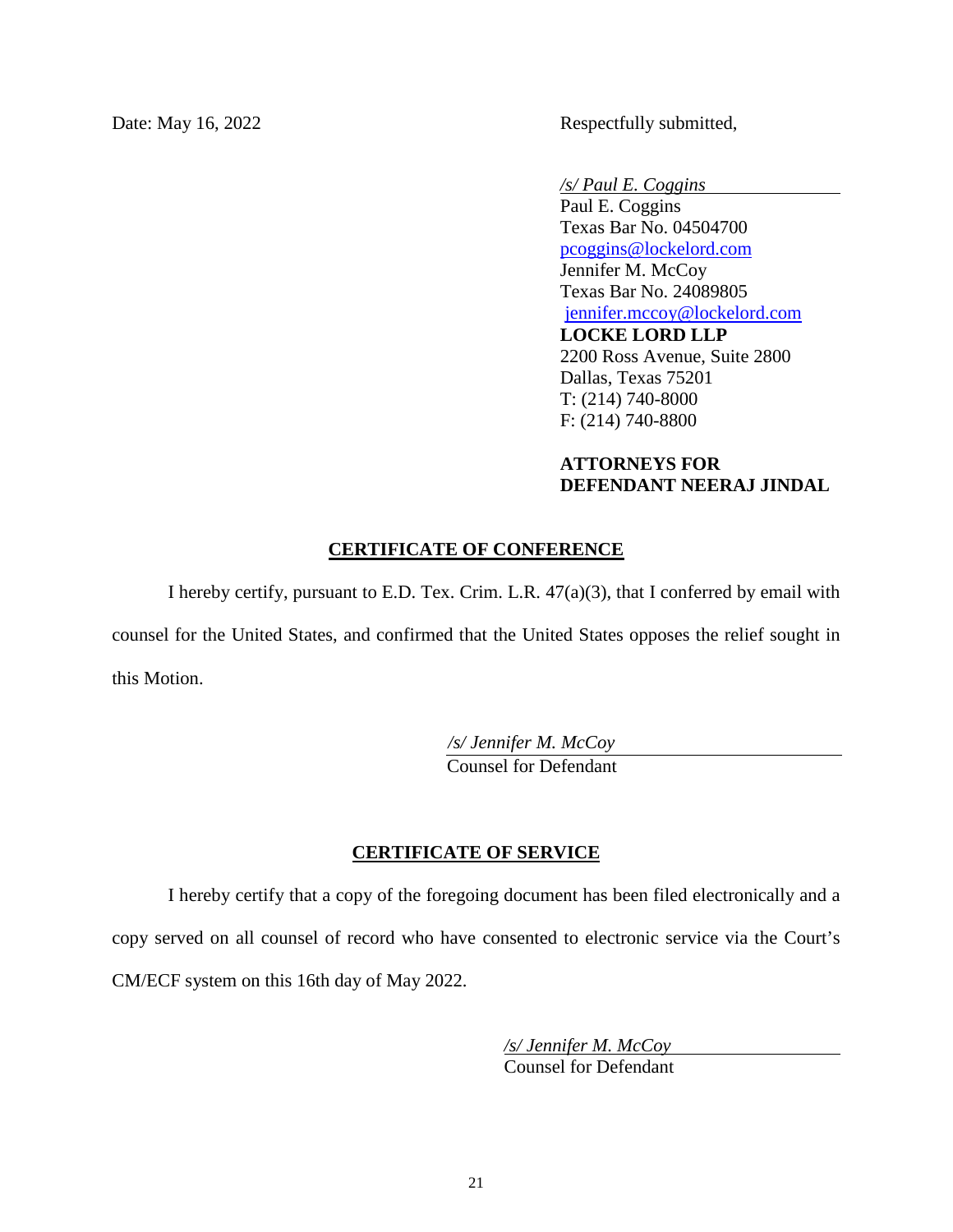Date: May 16, 2022

Respectfully submitted,

*/s/ Paul E. Coggins*
Paul E. Coggins
Texas Bar No. 04504700
pcoggins@lockelord.com
Jennifer M. McCoy
Texas Bar No. 24089805
jennifer.mccoy@lockelord.com
**LOCKE LORD LLP**
2200 Ross Avenue, Suite 2800
Dallas, Texas 75201
T: (214) 740-8000
F: (214) 740-8800

**ATTORNEYS FOR DEFENDANT NEERAJ JINDAL**

## CERTIFICATE OF CONFERENCE

I hereby certify, pursuant to E.D. Tex. Crim. L.R. 47(a)(3), that I conferred by email with counsel for the United States, and confirmed that the United States opposes the relief sought in this Motion.

*/s/ Jennifer M. McCoy*
Counsel for Defendant

## CERTIFICATE OF SERVICE

I hereby certify that a copy of the foregoing document has been filed electronically and a copy served on all counsel of record who have consented to electronic service via the Court's CM/ECF system on this 16th day of May 2022.

*/s/ Jennifer M. McCoy*
Counsel for Defendant